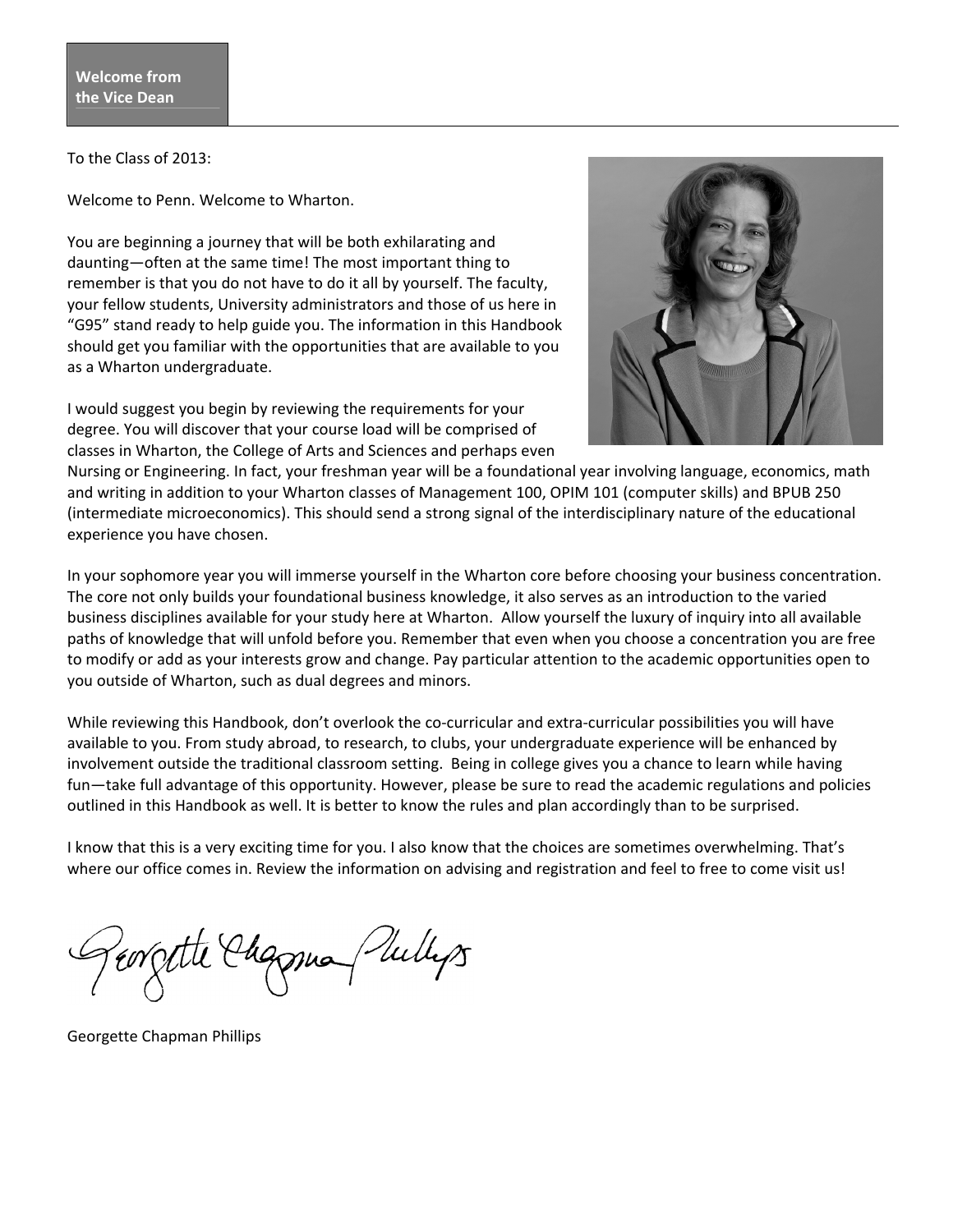## Welcome from the Vice Dean

To the Class of 2013:

Welcome to Penn. Welcome to Wharton.

You are beginning a journey that will be both exhilarating and daunting—often at the same time! The most important thing to remember is that you do not have to do it all by yourself. The faculty, your fellow students, University administrators and those of us here in "G95" stand ready to help guide you. The information in this Handbook should get you familiar with the opportunities that are available to you as a Wharton undergraduate.

I would suggest you begin by reviewing the requirements for your degree. You will discover that your course load will be comprised of classes in Wharton, the College of Arts and Sciences and perhaps even Nursing or Engineering. In fact, your freshman year will be a foundational year involving language, economics, math and writing in addition to your Wharton classes of Management 100, OPIM 101 (computer skills) and BPUB 250 (intermediate microeconomics). This should send a strong signal of the interdisciplinary nature of the educational experience you have chosen.

In your sophomore year you will immerse yourself in the Wharton core before choosing your business concentration. The core not only builds your foundational business knowledge, it also serves as an introduction to the varied business disciplines available for your study here at Wharton. Allow yourself the luxury of inquiry into all available paths of knowledge that will unfold before you. Remember that even when you choose a concentration you are free to modify or add as your interests grow and change. Pay particular attention to the academic opportunities open to you outside of Wharton, such as dual degrees and minors.

While reviewing this Handbook, don't overlook the co-curricular and extra-curricular possibilities you will have available to you. From study abroad, to research, to clubs, your undergraduate experience will be enhanced by involvement outside the traditional classroom setting. Being in college gives you a chance to learn while having fun—take full advantage of this opportunity. However, please be sure to read the academic regulations and policies outlined in this Handbook as well. It is better to know the rules and plan accordingly than to be surprised.

I know that this is a very exciting time for you. I also know that the choices are sometimes overwhelming. That's where our office comes in. Review the information on advising and registration and feel to free to come visit us!

Georgette Chapman Phillips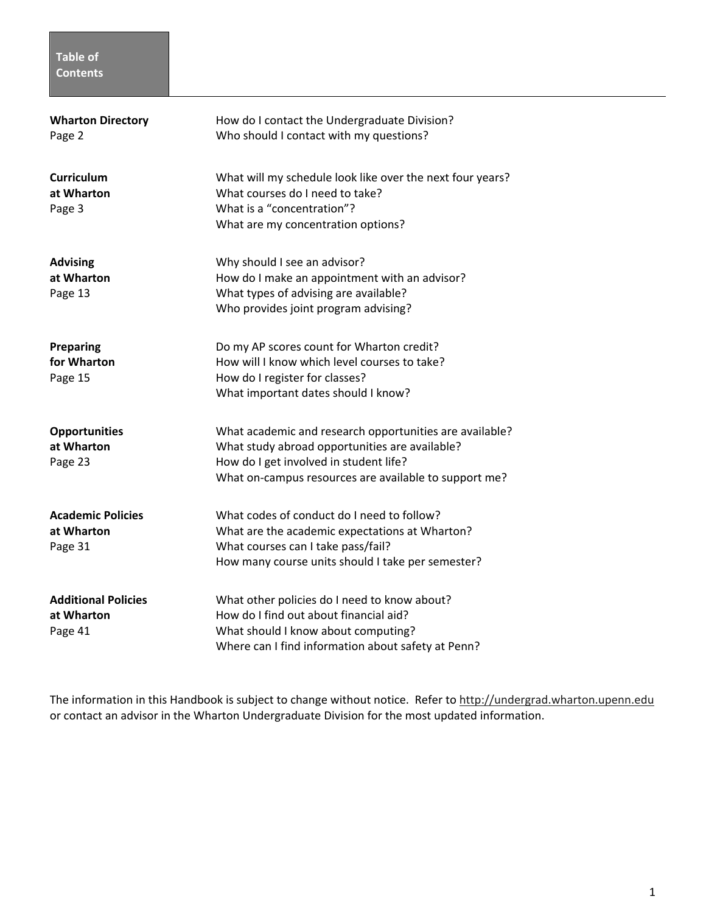# Table of Contents

| | |
|---|---|
| **Wharton Directory**<br>Page 2 | How do I contact the Undergraduate Division?<br>Who should I contact with my questions? |
| **Curriculum at Wharton**<br>Page 3 | What will my schedule look like over the next four years?<br>What courses do I need to take?<br>What is a "concentration"?<br>What are my concentration options? |
| **Advising at Wharton**<br>Page 13 | Why should I see an advisor?<br>How do I make an appointment with an advisor?<br>What types of advising are available?<br>Who provides joint program advising? |
| **Preparing for Wharton**<br>Page 15 | Do my AP scores count for Wharton credit?<br>How will I know which level courses to take?<br>How do I register for classes?<br>What important dates should I know? |
| **Opportunities at Wharton**<br>Page 23 | What academic and research opportunities are available?<br>What study abroad opportunities are available?<br>How do I get involved in student life?<br>What on-campus resources are available to support me? |
| **Academic Policies at Wharton**<br>Page 31 | What codes of conduct do I need to follow?<br>What are the academic expectations at Wharton?<br>What courses can I take pass/fail?<br>How many course units should I take per semester? |
| **Additional Policies at Wharton**<br>Page 41 | What other policies do I need to know about?<br>How do I find out about financial aid?<br>What should I know about computing?<br>Where can I find information about safety at Penn? |

The information in this Handbook is subject to change without notice. Refer to http://undergrad.wharton.upenn.edu or contact an advisor in the Wharton Undergraduate Division for the most updated information.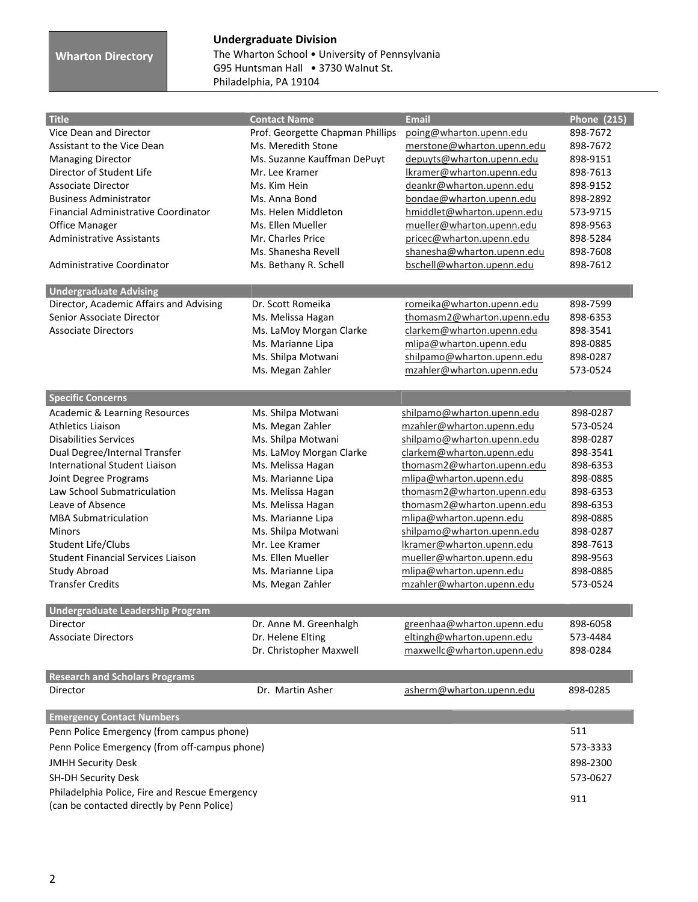**Wharton Directory**

**Undergraduate Division**
The Wharton School • University of Pennsylvania
G95 Huntsman Hall • 3730 Walnut St.
Philadelphia, PA 19104

| Title | Contact Name | Email | Phone (215) |
|---|---|---|---|
| Vice Dean and Director | Prof. Georgette Chapman Phillips | poing@wharton.upenn.edu | 898-7672 |
| Assistant to the Vice Dean | Ms. Meredith Stone | merstone@wharton.upenn.edu | 898-7672 |
| Managing Director | Ms. Suzanne Kauffman DePuyt | depuyts@wharton.upenn.edu | 898-9151 |
| Director of Student Life | Mr. Lee Kramer | lkramer@wharton.upenn.edu | 898-7613 |
| Associate Director | Ms. Kim Hein | deankr@wharton.upenn.edu | 898-9152 |
| Business Administrator | Ms. Anna Bond | bondae@wharton.upenn.edu | 898-2892 |
| Financial Administrative Coordinator | Ms. Helen Middleton | hmiddlet@wharton.upenn.edu | 573-9715 |
| Office Manager | Ms. Ellen Mueller | mueller@wharton.upenn.edu | 898-9563 |
| Administrative Assistants | Mr. Charles Price | pricec@wharton.upenn.edu | 898-5284 |
| | Ms. Shanesha Revell | shanesha@wharton.upenn.edu | 898-7608 |
| Administrative Coordinator | Ms. Bethany R. Schell | bschell@wharton.upenn.edu | 898-7612 |
| **Undergraduate Advising** | | | |
| Director, Academic Affairs and Advising | Dr. Scott Romeika | romeika@wharton.upenn.edu | 898-7599 |
| Senior Associate Director | Ms. Melissa Hagan | thomasm2@wharton.upenn.edu | 898-6353 |
| Associate Directors | Ms. LaMoy Morgan Clarke | clarkem@wharton.upenn.edu | 898-3541 |
| | Ms. Marianne Lipa | mlipa@wharton.upenn.edu | 898-0885 |
| | Ms. Shilpa Motwani | shilpamo@wharton.upenn.edu | 898-0287 |
| | Ms. Megan Zahler | mzahler@wharton.upenn.edu | 573-0524 |
| **Specific Concerns** | | | |
| Academic & Learning Resources | Ms. Shilpa Motwani | shilpamo@wharton.upenn.edu | 898-0287 |
| Athletics Liaison | Ms. Megan Zahler | mzahler@wharton.upenn.edu | 573-0524 |
| Disabilities Services | Ms. Shilpa Motwani | shilpamo@wharton.upenn.edu | 898-0287 |
| Dual Degree/Internal Transfer | Ms. LaMoy Morgan Clarke | clarkem@wharton.upenn.edu | 898-3541 |
| International Student Liaison | Ms. Melissa Hagan | thomasm2@wharton.upenn.edu | 898-6353 |
| Joint Degree Programs | Ms. Marianne Lipa | mlipa@wharton.upenn.edu | 898-0885 |
| Law School Submatriculation | Ms. Melissa Hagan | thomasm2@wharton.upenn.edu | 898-6353 |
| Leave of Absence | Ms. Melissa Hagan | thomasm2@wharton.upenn.edu | 898-6353 |
| MBA Submatriculation | Ms. Marianne Lipa | mlipa@wharton.upenn.edu | 898-0885 |
| Minors | Ms. Shilpa Motwani | shilpamo@wharton.upenn.edu | 898-0287 |
| Student Life/Clubs | Mr. Lee Kramer | lkramer@wharton.upenn.edu | 898-7613 |
| Student Financial Services Liaison | Ms. Ellen Mueller | mueller@wharton.upenn.edu | 898-9563 |
| Study Abroad | Ms. Marianne Lipa | mlipa@wharton.upenn.edu | 898-0885 |
| Transfer Credits | Ms. Megan Zahler | mzahler@wharton.upenn.edu | 573-0524 |
| **Undergraduate Leadership Program** | | | |
| Director | Dr. Anne M. Greenhalgh | greenhaa@wharton.upenn.edu | 898-6058 |
| Associate Directors | Dr. Helene Elting | eltingh@wharton.upenn.edu | 573-4484 |
| | Dr. Christopher Maxwell | maxwellc@wharton.upenn.edu | 898-0284 |
| **Research and Scholars Programs** | | | |
| Director | Dr. Martin Asher | asherm@wharton.upenn.edu | 898-0285 |

| Emergency Contact Numbers | |
|---|---|
| Penn Police Emergency (from campus phone) | 511 |
| Penn Police Emergency (from off-campus phone) | 573-3333 |
| JMHH Security Desk | 898-2300 |
| SH-DH Security Desk | 573-0627 |
| Philadelphia Police, Fire and Rescue Emergency (can be contacted directly by Penn Police) | 911 |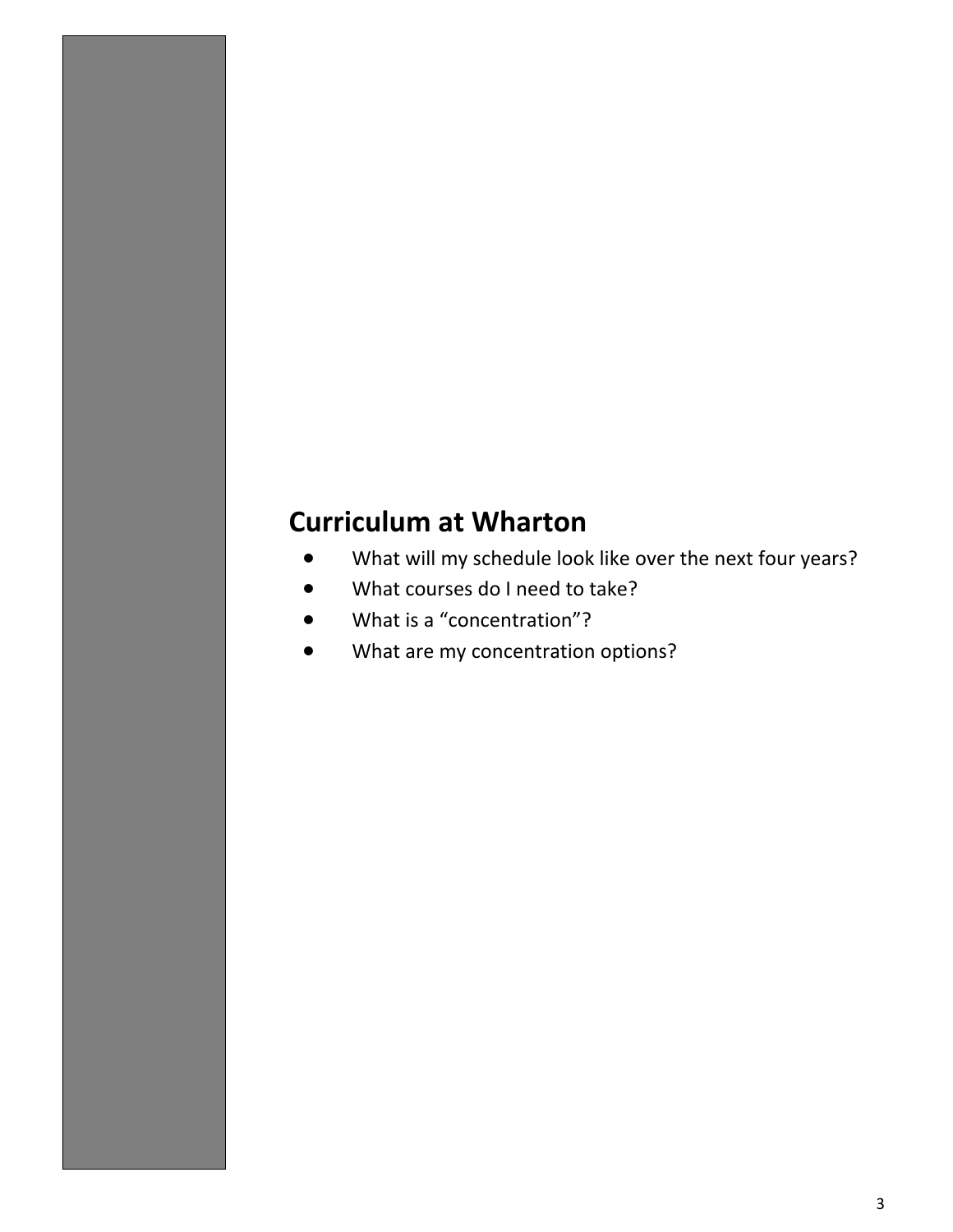## Curriculum at Wharton

- What will my schedule look like over the next four years?
- What courses do I need to take?
- What is a “concentration”?
- What are my concentration options?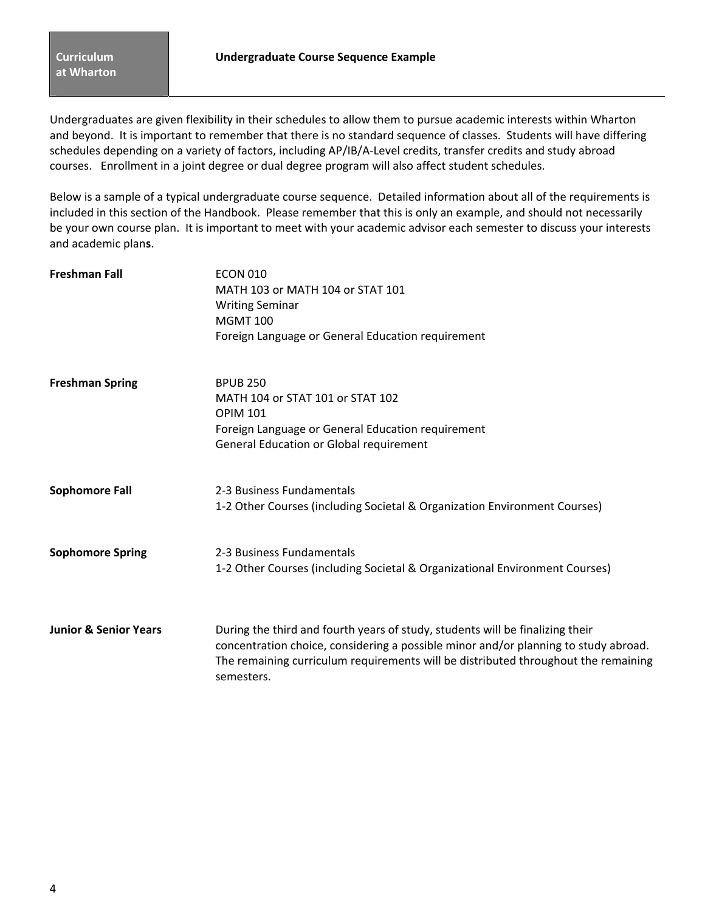**Curriculum at Wharton**

# Undergraduate Course Sequence Example

Undergraduates are given flexibility in their schedules to allow them to pursue academic interests within Wharton and beyond. It is important to remember that there is no standard sequence of classes. Students will have differing schedules depending on a variety of factors, including AP/IB/A-Level credits, transfer credits and study abroad courses. Enrollment in a joint degree or dual degree program will also affect student schedules.

Below is a sample of a typical undergraduate course sequence. Detailed information about all of the requirements is included in this section of the Handbook. Please remember that this is only an example, and should not necessarily be your own course plan. It is important to meet with your academic advisor each semester to discuss your interests and academic plans.

**Freshman Fall**

- ECON 010
- MATH 103 or MATH 104 or STAT 101
- Writing Seminar
- MGMT 100
- Foreign Language or General Education requirement

**Freshman Spring**

- BPUB 250
- MATH 104 or STAT 101 or STAT 102
- OPIM 101
- Foreign Language or General Education requirement
- General Education or Global requirement

**Sophomore Fall**

- 2-3 Business Fundamentals
- 1-2 Other Courses (including Societal & Organization Environment Courses)

**Sophomore Spring**

- 2-3 Business Fundamentals
- 1-2 Other Courses (including Societal & Organizational Environment Courses)

**Junior & Senior Years**

During the third and fourth years of study, students will be finalizing their concentration choice, considering a possible minor and/or planning to study abroad. The remaining curriculum requirements will be distributed throughout the remaining semesters.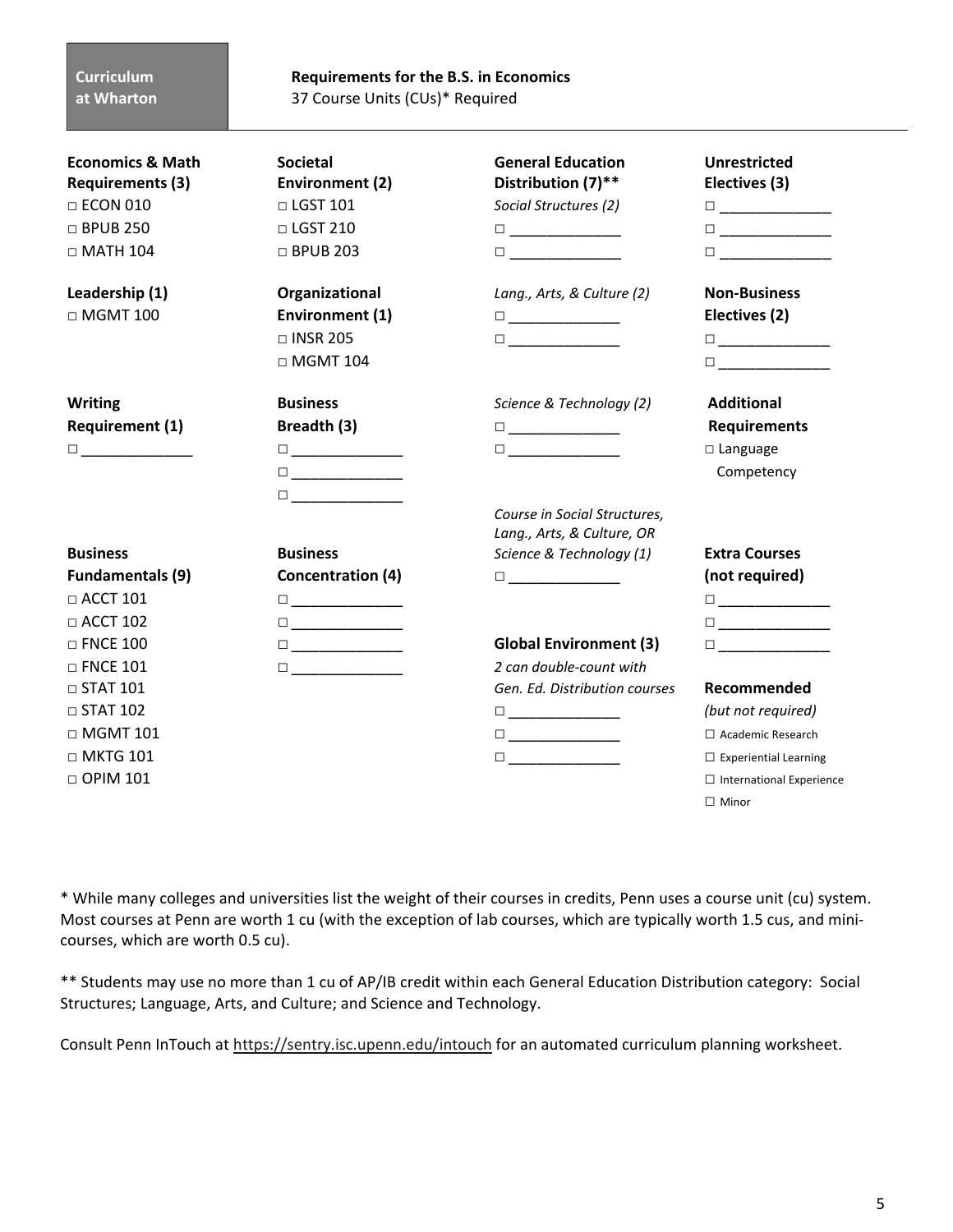**Curriculum at Wharton**

## Requirements for the B.S. in Economics

37 Course Units (CUs)* Required

**Economics & Math Requirements (3)**

- □ ECON 010
- □ BPUB 250
- □ MATH 104

**Leadership (1)**

- □ MGMT 100

**Writing Requirement (1)**

- □ ______________

**Business Fundamentals (9)**

- □ ACCT 101
- □ ACCT 102
- □ FNCE 100
- □ FNCE 101
- □ STAT 101
- □ STAT 102
- □ MGMT 101
- □ MKTG 101
- □ OPIM 101

**Societal Environment (2)**

- □ LGST 101
- □ LGST 210
- □ BPUB 203

**Organizational Environment (1)**

- □ INSR 205
- □ MGMT 104

**Business Breadth (3)**

- □ ______________
- □ ______________
- □ ______________

**Business Concentration (4)**

- □ ______________
- □ ______________
- □ ______________
- □ ______________

**General Education Distribution (7)****

*Social Structures (2)*

- □ ______________
- □ ______________

*Lang., Arts, & Culture (2)*

- □ ______________
- □ ______________

*Science & Technology (2)*

- □ ______________
- □ ______________

*Course in Social Structures, Lang., Arts, & Culture, OR Science & Technology (1)*

- □ ______________

**Global Environment (3)**

*2 can double-count with Gen. Ed. Distribution courses*

- □ ______________
- □ ______________
- □ ______________

**Unrestricted Electives (3)**

- □ ______________
- □ ______________
- □ ______________

**Non-Business Electives (2)**

- □ ______________
- □ ______________

**Additional Requirements**

- □ Language Competency

**Extra Courses (not required)**

- □ ______________
- □ ______________
- □ ______________

**Recommended** *(but not required)*

- ☐ Academic Research
- ☐ Experiential Learning
- ☐ International Experience
- ☐ Minor

* While many colleges and universities list the weight of their courses in credits, Penn uses a course unit (cu) system. Most courses at Penn are worth 1 cu (with the exception of lab courses, which are typically worth 1.5 cus, and mini-courses, which are worth 0.5 cu).

** Students may use no more than 1 cu of AP/IB credit within each General Education Distribution category: Social Structures; Language, Arts, and Culture; and Science and Technology.

Consult Penn InTouch at https://sentry.isc.upenn.edu/intouch for an automated curriculum planning worksheet.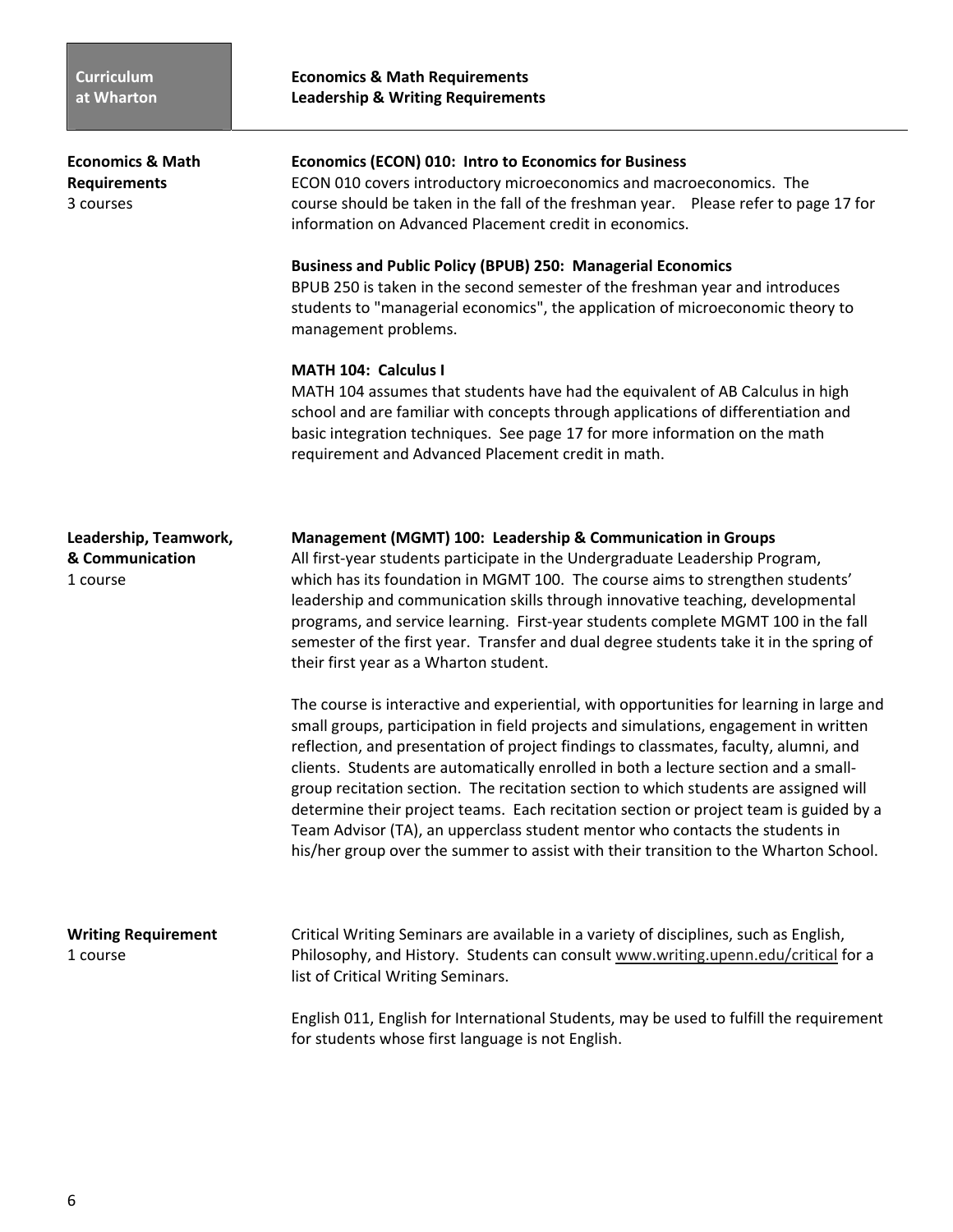## Economics & Math Requirements

3 courses

**Economics (ECON) 010: Intro to Economics for Business**
ECON 010 covers introductory microeconomics and macroeconomics. The course should be taken in the fall of the freshman year. Please refer to page 17 for information on Advanced Placement credit in economics.

**Business and Public Policy (BPUB) 250: Managerial Economics**
BPUB 250 is taken in the second semester of the freshman year and introduces students to "managerial economics", the application of microeconomic theory to management problems.

**MATH 104: Calculus I**
MATH 104 assumes that students have had the equivalent of AB Calculus in high school and are familiar with concepts through applications of differentiation and basic integration techniques. See page 17 for more information on the math requirement and Advanced Placement credit in math.

## Leadership, Teamwork, & Communication

1 course

**Management (MGMT) 100: Leadership & Communication in Groups**
All first-year students participate in the Undergraduate Leadership Program, which has its foundation in MGMT 100. The course aims to strengthen students' leadership and communication skills through innovative teaching, developmental programs, and service learning. First-year students complete MGMT 100 in the fall semester of the first year. Transfer and dual degree students take it in the spring of their first year as a Wharton student.

The course is interactive and experiential, with opportunities for learning in large and small groups, participation in field projects and simulations, engagement in written reflection, and presentation of project findings to classmates, faculty, alumni, and clients. Students are automatically enrolled in both a lecture section and a small-group recitation section. The recitation section to which students are assigned will determine their project teams. Each recitation section or project team is guided by a Team Advisor (TA), an upperclass student mentor who contacts the students in his/her group over the summer to assist with their transition to the Wharton School.

## Writing Requirement

1 course

Critical Writing Seminars are available in a variety of disciplines, such as English, Philosophy, and History. Students can consult www.writing.upenn.edu/critical for a list of Critical Writing Seminars.

English 011, English for International Students, may be used to fulfill the requirement for students whose first language is not English.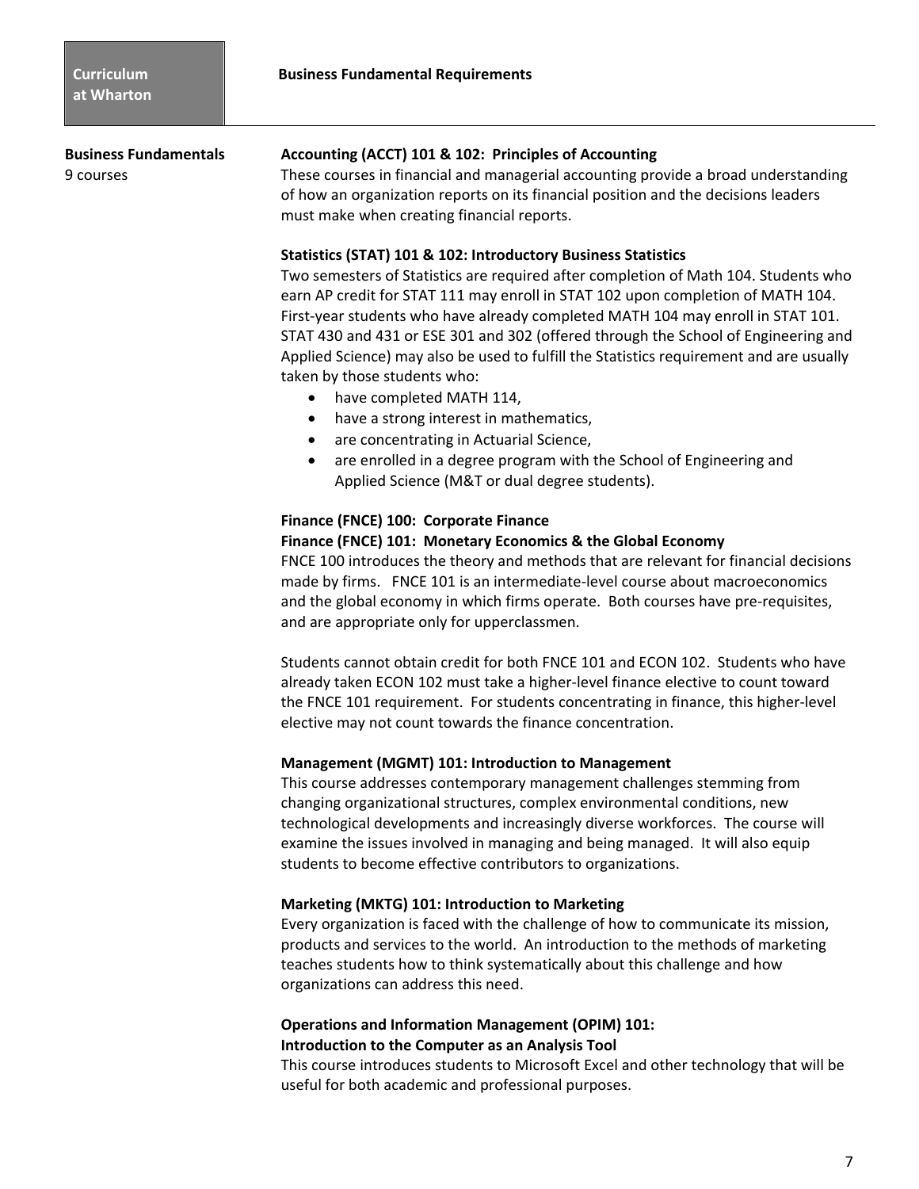## Business Fundamental Requirements

**Business Fundamentals**
9 courses

### Accounting (ACCT) 101 & 102: Principles of Accounting

These courses in financial and managerial accounting provide a broad understanding of how an organization reports on its financial position and the decisions leaders must make when creating financial reports.

### Statistics (STAT) 101 & 102: Introductory Business Statistics

Two semesters of Statistics are required after completion of Math 104. Students who earn AP credit for STAT 111 may enroll in STAT 102 upon completion of MATH 104. First-year students who have already completed MATH 104 may enroll in STAT 101. STAT 430 and 431 or ESE 301 and 302 (offered through the School of Engineering and Applied Science) may also be used to fulfill the Statistics requirement and are usually taken by those students who:

- have completed MATH 114,
- have a strong interest in mathematics,
- are concentrating in Actuarial Science,
- are enrolled in a degree program with the School of Engineering and Applied Science (M&T or dual degree students).

### Finance (FNCE) 100: Corporate Finance
### Finance (FNCE) 101: Monetary Economics & the Global Economy

FNCE 100 introduces the theory and methods that are relevant for financial decisions made by firms. FNCE 101 is an intermediate-level course about macroeconomics and the global economy in which firms operate. Both courses have pre-requisites, and are appropriate only for upperclassmen.

Students cannot obtain credit for both FNCE 101 and ECON 102. Students who have already taken ECON 102 must take a higher-level finance elective to count toward the FNCE 101 requirement. For students concentrating in finance, this higher-level elective may not count towards the finance concentration.

### Management (MGMT) 101: Introduction to Management

This course addresses contemporary management challenges stemming from changing organizational structures, complex environmental conditions, new technological developments and increasingly diverse workforces. The course will examine the issues involved in managing and being managed. It will also equip students to become effective contributors to organizations.

### Marketing (MKTG) 101: Introduction to Marketing

Every organization is faced with the challenge of how to communicate its mission, products and services to the world. An introduction to the methods of marketing teaches students how to think systematically about this challenge and how organizations can address this need.

### Operations and Information Management (OPIM) 101: Introduction to the Computer as an Analysis Tool

This course introduces students to Microsoft Excel and other technology that will be useful for both academic and professional purposes.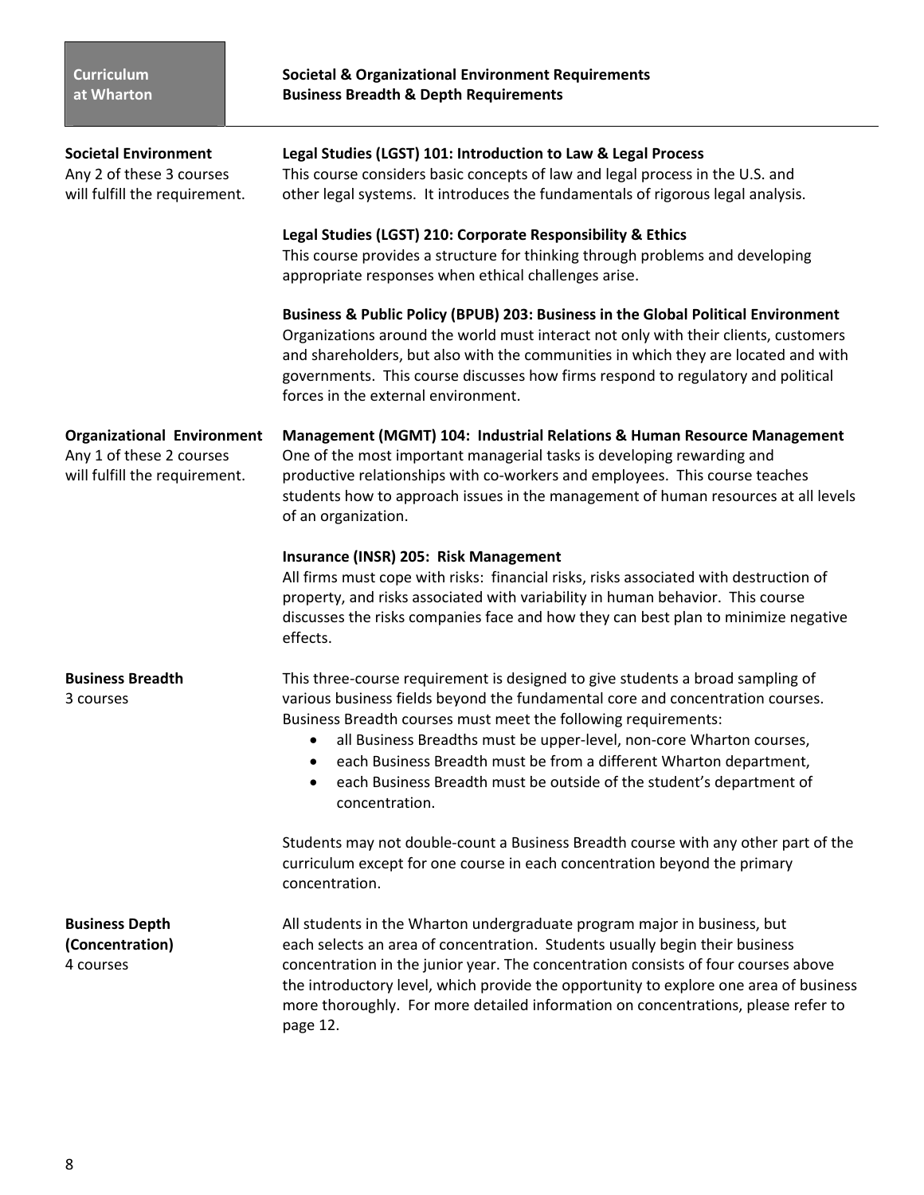## Societal & Organizational Environment Requirements
## Business Breadth & Depth Requirements

**Societal Environment**
Any 2 of these 3 courses will fulfill the requirement.

**Legal Studies (LGST) 101: Introduction to Law & Legal Process**
This course considers basic concepts of law and legal process in the U.S. and other legal systems. It introduces the fundamentals of rigorous legal analysis.

**Legal Studies (LGST) 210: Corporate Responsibility & Ethics**
This course provides a structure for thinking through problems and developing appropriate responses when ethical challenges arise.

**Business & Public Policy (BPUB) 203: Business in the Global Political Environment**
Organizations around the world must interact not only with their clients, customers and shareholders, but also with the communities in which they are located and with governments. This course discusses how firms respond to regulatory and political forces in the external environment.

**Organizational Environment**
Any 1 of these 2 courses will fulfill the requirement.

**Management (MGMT) 104: Industrial Relations & Human Resource Management**
One of the most important managerial tasks is developing rewarding and productive relationships with co-workers and employees. This course teaches students how to approach issues in the management of human resources at all levels of an organization.

**Insurance (INSR) 205: Risk Management**
All firms must cope with risks: financial risks, risks associated with destruction of property, and risks associated with variability in human behavior. This course discusses the risks companies face and how they can best plan to minimize negative effects.

**Business Breadth**
3 courses

This three-course requirement is designed to give students a broad sampling of various business fields beyond the fundamental core and concentration courses. Business Breadth courses must meet the following requirements:

- all Business Breadths must be upper-level, non-core Wharton courses,
- each Business Breadth must be from a different Wharton department,
- each Business Breadth must be outside of the student's department of concentration.

Students may not double-count a Business Breadth course with any other part of the curriculum except for one course in each concentration beyond the primary concentration.

**Business Depth (Concentration)**
4 courses

All students in the Wharton undergraduate program major in business, but each selects an area of concentration. Students usually begin their business concentration in the junior year. The concentration consists of four courses above the introductory level, which provide the opportunity to explore one area of business more thoroughly. For more detailed information on concentrations, please refer to page 12.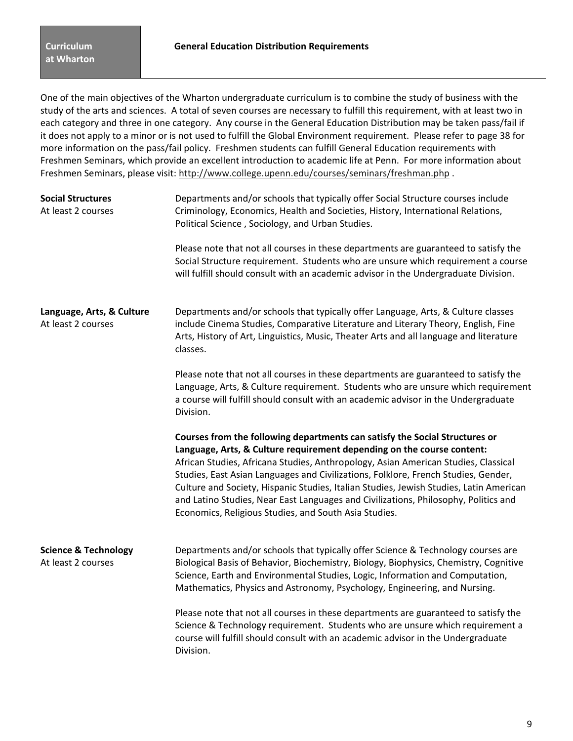**Curriculum at Wharton**

## General Education Distribution Requirements

One of the main objectives of the Wharton undergraduate curriculum is to combine the study of business with the study of the arts and sciences. A total of seven courses are necessary to fulfill this requirement, with at least two in each category and three in one category. Any course in the General Education Distribution may be taken pass/fail if it does not apply to a minor or is not used to fulfill the Global Environment requirement. Please refer to page 38 for more information on the pass/fail policy. Freshmen students can fulfill General Education requirements with Freshmen Seminars, which provide an excellent introduction to academic life at Penn. For more information about Freshmen Seminars, please visit: http://www.college.upenn.edu/courses/seminars/freshman.php .

**Social Structures**
At least 2 courses

Departments and/or schools that typically offer Social Structure courses include Criminology, Economics, Health and Societies, History, International Relations, Political Science , Sociology, and Urban Studies.

Please note that not all courses in these departments are guaranteed to satisfy the Social Structure requirement. Students who are unsure which requirement a course will fulfill should consult with an academic advisor in the Undergraduate Division.

**Language, Arts, & Culture**
At least 2 courses

Departments and/or schools that typically offer Language, Arts, & Culture classes include Cinema Studies, Comparative Literature and Literary Theory, English, Fine Arts, History of Art, Linguistics, Music, Theater Arts and all language and literature classes.

Please note that not all courses in these departments are guaranteed to satisfy the Language, Arts, & Culture requirement. Students who are unsure which requirement a course will fulfill should consult with an academic advisor in the Undergraduate Division.

**Courses from the following departments can satisfy the Social Structures or Language, Arts, & Culture requirement depending on the course content:**
African Studies, Africana Studies, Anthropology, Asian American Studies, Classical Studies, East Asian Languages and Civilizations, Folklore, French Studies, Gender, Culture and Society, Hispanic Studies, Italian Studies, Jewish Studies, Latin American and Latino Studies, Near East Languages and Civilizations, Philosophy, Politics and Economics, Religious Studies, and South Asia Studies.

**Science & Technology**
At least 2 courses

Departments and/or schools that typically offer Science & Technology courses are Biological Basis of Behavior, Biochemistry, Biology, Biophysics, Chemistry, Cognitive Science, Earth and Environmental Studies, Logic, Information and Computation, Mathematics, Physics and Astronomy, Psychology, Engineering, and Nursing.

Please note that not all courses in these departments are guaranteed to satisfy the Science & Technology requirement. Students who are unsure which requirement a course will fulfill should consult with an academic advisor in the Undergraduate Division.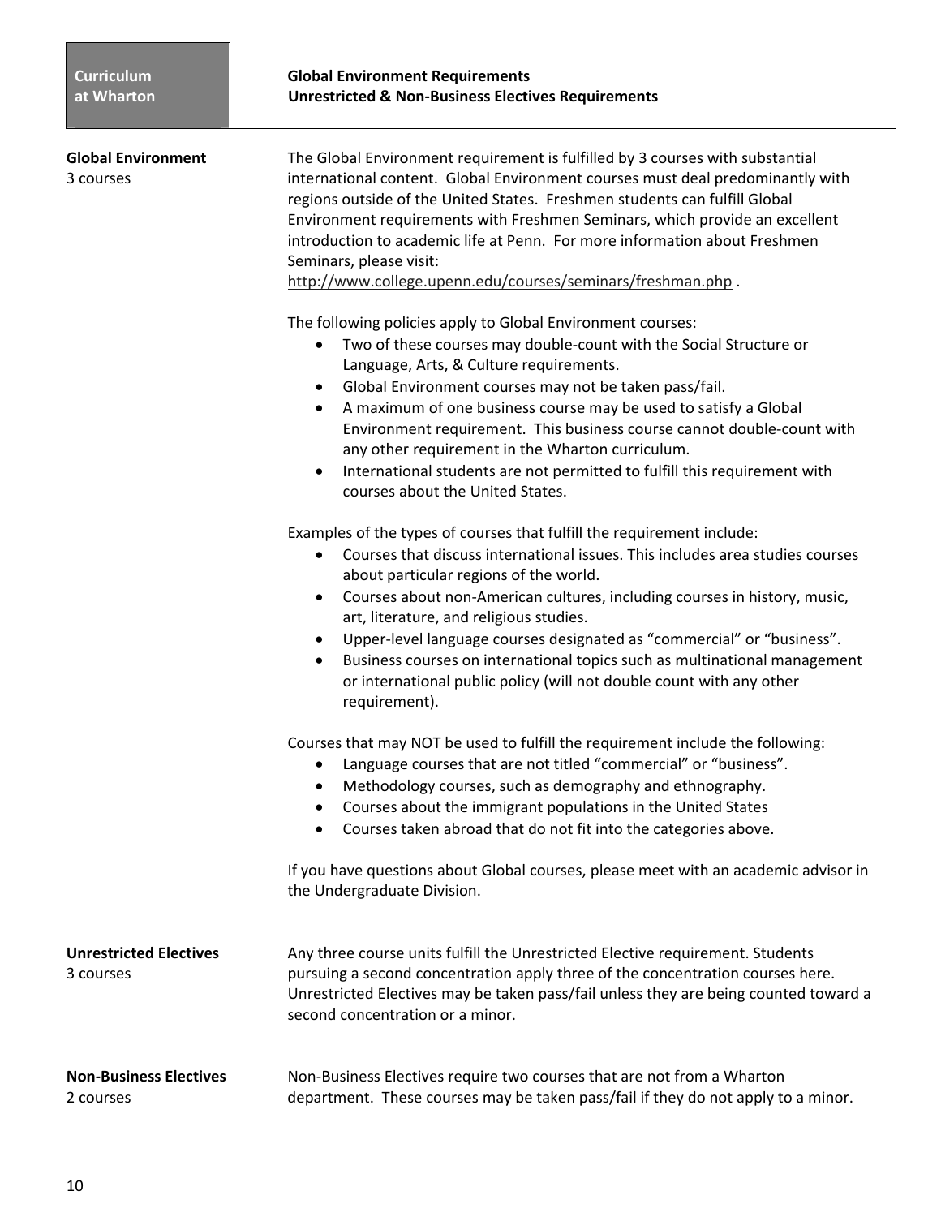## Global Environment Requirements
## Unrestricted & Non-Business Electives Requirements

**Global Environment**
3 courses

The Global Environment requirement is fulfilled by 3 courses with substantial international content. Global Environment courses must deal predominantly with regions outside of the United States. Freshmen students can fulfill Global Environment requirements with Freshmen Seminars, which provide an excellent introduction to academic life at Penn. For more information about Freshmen Seminars, please visit:
http://www.college.upenn.edu/courses/seminars/freshman.php .

The following policies apply to Global Environment courses:

- Two of these courses may double-count with the Social Structure or Language, Arts, & Culture requirements.
- Global Environment courses may not be taken pass/fail.
- A maximum of one business course may be used to satisfy a Global Environment requirement. This business course cannot double-count with any other requirement in the Wharton curriculum.
- International students are not permitted to fulfill this requirement with courses about the United States.

Examples of the types of courses that fulfill the requirement include:

- Courses that discuss international issues. This includes area studies courses about particular regions of the world.
- Courses about non-American cultures, including courses in history, music, art, literature, and religious studies.
- Upper-level language courses designated as "commercial" or "business".
- Business courses on international topics such as multinational management or international public policy (will not double count with any other requirement).

Courses that may NOT be used to fulfill the requirement include the following:

- Language courses that are not titled "commercial" or "business".
- Methodology courses, such as demography and ethnography.
- Courses about the immigrant populations in the United States
- Courses taken abroad that do not fit into the categories above.

If you have questions about Global courses, please meet with an academic advisor in the Undergraduate Division.

**Unrestricted Electives**
3 courses

Any three course units fulfill the Unrestricted Elective requirement. Students pursuing a second concentration apply three of the concentration courses here. Unrestricted Electives may be taken pass/fail unless they are being counted toward a second concentration or a minor.

**Non-Business Electives**
2 courses

Non-Business Electives require two courses that are not from a Wharton department. These courses may be taken pass/fail if they do not apply to a minor.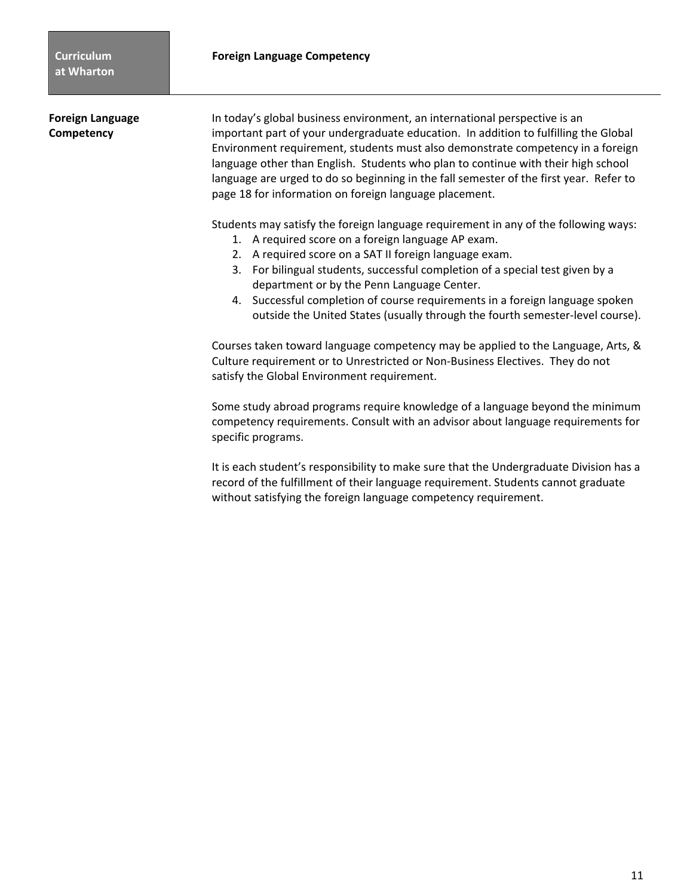## Foreign Language Competency

In today's global business environment, an international perspective is an important part of your undergraduate education. In addition to fulfilling the Global Environment requirement, students must also demonstrate competency in a foreign language other than English. Students who plan to continue with their high school language are urged to do so beginning in the fall semester of the first year. Refer to page 18 for information on foreign language placement.

Students may satisfy the foreign language requirement in any of the following ways:

1. A required score on a foreign language AP exam.
2. A required score on a SAT II foreign language exam.
3. For bilingual students, successful completion of a special test given by a department or by the Penn Language Center.
4. Successful completion of course requirements in a foreign language spoken outside the United States (usually through the fourth semester-level course).

Courses taken toward language competency may be applied to the Language, Arts, & Culture requirement or to Unrestricted or Non-Business Electives. They do not satisfy the Global Environment requirement.

Some study abroad programs require knowledge of a language beyond the minimum competency requirements. Consult with an advisor about language requirements for specific programs.

It is each student's responsibility to make sure that the Undergraduate Division has a record of the fulfillment of their language requirement. Students cannot graduate without satisfying the foreign language competency requirement.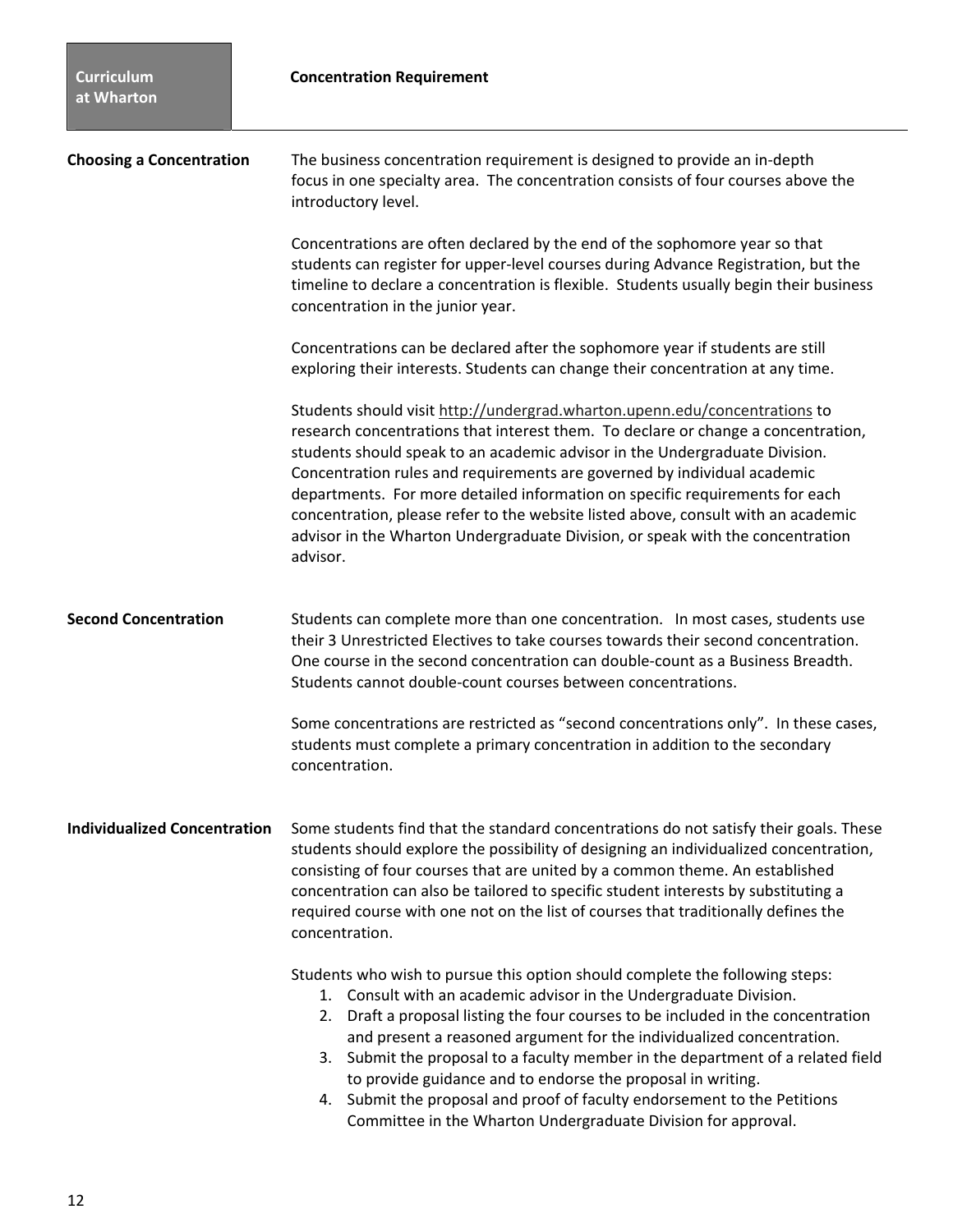## Concentration Requirement

### Choosing a Concentration

The business concentration requirement is designed to provide an in-depth focus in one specialty area. The concentration consists of four courses above the introductory level.

Concentrations are often declared by the end of the sophomore year so that students can register for upper-level courses during Advance Registration, but the timeline to declare a concentration is flexible. Students usually begin their business concentration in the junior year.

Concentrations can be declared after the sophomore year if students are still exploring their interests. Students can change their concentration at any time.

Students should visit http://undergrad.wharton.upenn.edu/concentrations to research concentrations that interest them. To declare or change a concentration, students should speak to an academic advisor in the Undergraduate Division. Concentration rules and requirements are governed by individual academic departments. For more detailed information on specific requirements for each concentration, please refer to the website listed above, consult with an academic advisor in the Wharton Undergraduate Division, or speak with the concentration advisor.

### Second Concentration

Students can complete more than one concentration. In most cases, students use their 3 Unrestricted Electives to take courses towards their second concentration. One course in the second concentration can double-count as a Business Breadth. Students cannot double-count courses between concentrations.

Some concentrations are restricted as "second concentrations only". In these cases, students must complete a primary concentration in addition to the secondary concentration.

### Individualized Concentration

Some students find that the standard concentrations do not satisfy their goals. These students should explore the possibility of designing an individualized concentration, consisting of four courses that are united by a common theme. An established concentration can also be tailored to specific student interests by substituting a required course with one not on the list of courses that traditionally defines the concentration.

Students who wish to pursue this option should complete the following steps:

1. Consult with an academic advisor in the Undergraduate Division.
2. Draft a proposal listing the four courses to be included in the concentration and present a reasoned argument for the individualized concentration.
3. Submit the proposal to a faculty member in the department of a related field to provide guidance and to endorse the proposal in writing.
4. Submit the proposal and proof of faculty endorsement to the Petitions Committee in the Wharton Undergraduate Division for approval.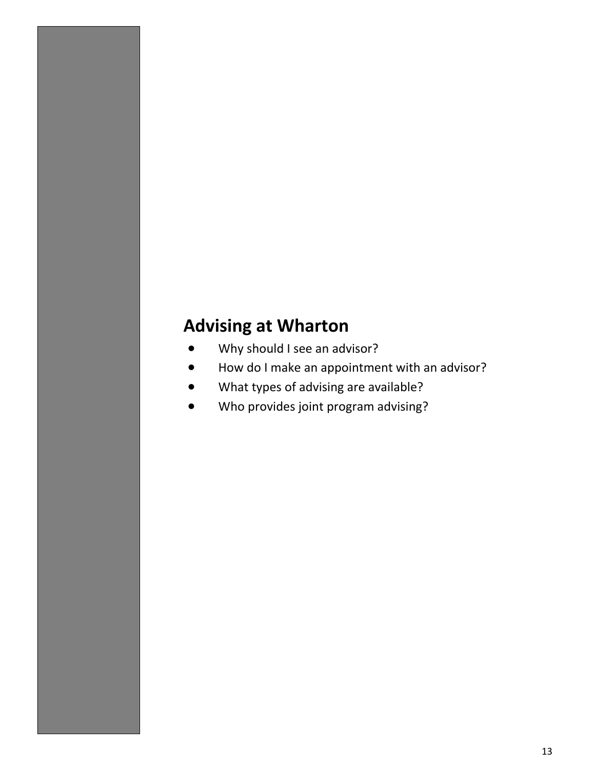## Advising at Wharton

- Why should I see an advisor?
- How do I make an appointment with an advisor?
- What types of advising are available?
- Who provides joint program advising?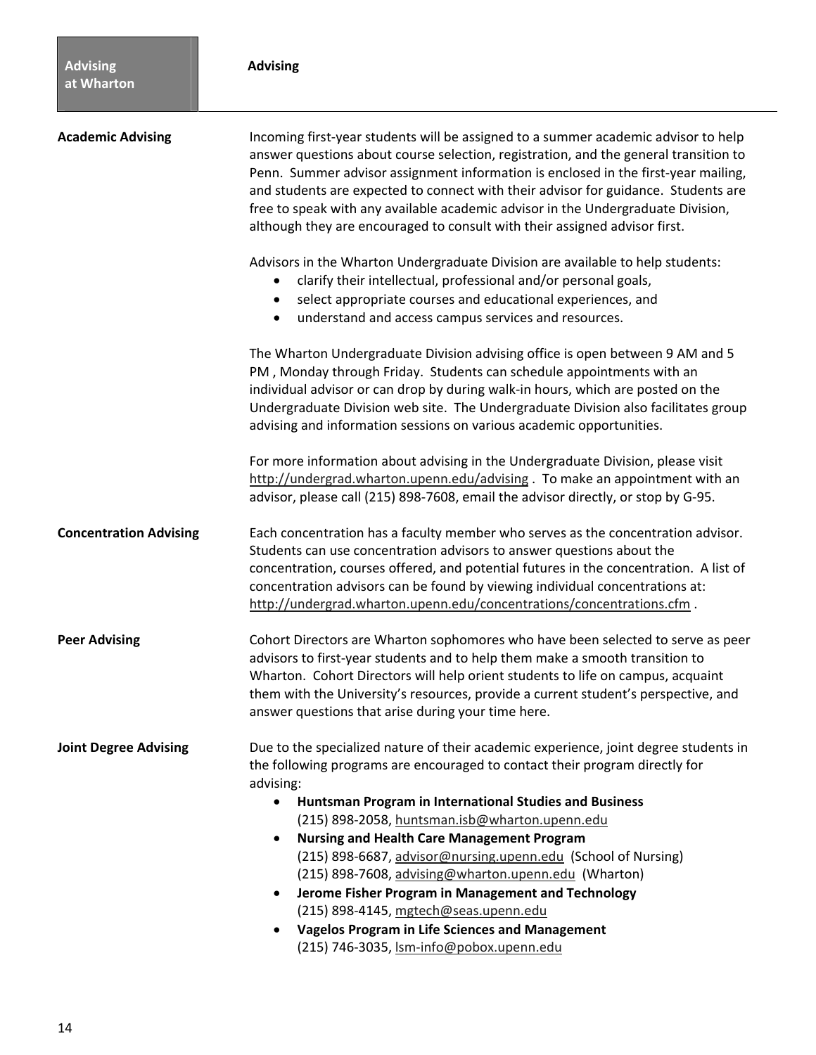# Advising

## Academic Advising

Incoming first-year students will be assigned to a summer academic advisor to help answer questions about course selection, registration, and the general transition to Penn. Summer advisor assignment information is enclosed in the first-year mailing, and students are expected to connect with their advisor for guidance. Students are free to speak with any available academic advisor in the Undergraduate Division, although they are encouraged to consult with their assigned advisor first.

Advisors in the Wharton Undergraduate Division are available to help students:

- clarify their intellectual, professional and/or personal goals,
- select appropriate courses and educational experiences, and
- understand and access campus services and resources.

The Wharton Undergraduate Division advising office is open between 9 AM and 5 PM , Monday through Friday. Students can schedule appointments with an individual advisor or can drop by during walk-in hours, which are posted on the Undergraduate Division web site. The Undergraduate Division also facilitates group advising and information sessions on various academic opportunities.

For more information about advising in the Undergraduate Division, please visit http://undergrad.wharton.upenn.edu/advising . To make an appointment with an advisor, please call (215) 898-7608, email the advisor directly, or stop by G-95.

## Concentration Advising

Each concentration has a faculty member who serves as the concentration advisor. Students can use concentration advisors to answer questions about the concentration, courses offered, and potential futures in the concentration. A list of concentration advisors can be found by viewing individual concentrations at: http://undergrad.wharton.upenn.edu/concentrations/concentrations.cfm .

## Peer Advising

Cohort Directors are Wharton sophomores who have been selected to serve as peer advisors to first-year students and to help them make a smooth transition to Wharton. Cohort Directors will help orient students to life on campus, acquaint them with the University's resources, provide a current student's perspective, and answer questions that arise during your time here.

## Joint Degree Advising

Due to the specialized nature of their academic experience, joint degree students in the following programs are encouraged to contact their program directly for advising:

- **Huntsman Program in International Studies and Business**
  (215) 898-2058, huntsman.isb@wharton.upenn.edu
- **Nursing and Health Care Management Program**
  (215) 898-6687, advisor@nursing.upenn.edu (School of Nursing)
  (215) 898-7608, advising@wharton.upenn.edu (Wharton)
- **Jerome Fisher Program in Management and Technology**
  (215) 898-4145, mgtech@seas.upenn.edu
- **Vagelos Program in Life Sciences and Management**
  (215) 746-3035, lsm-info@pobox.upenn.edu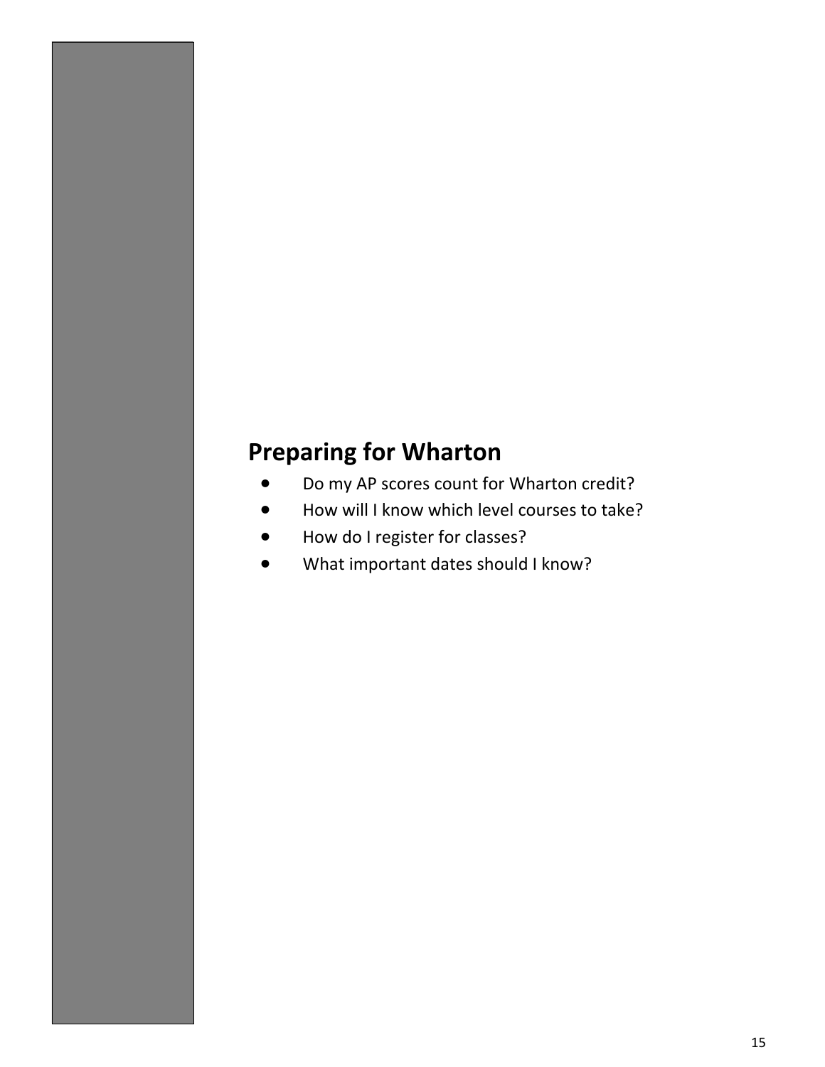## Preparing for Wharton

- Do my AP scores count for Wharton credit?
- How will I know which level courses to take?
- How do I register for classes?
- What important dates should I know?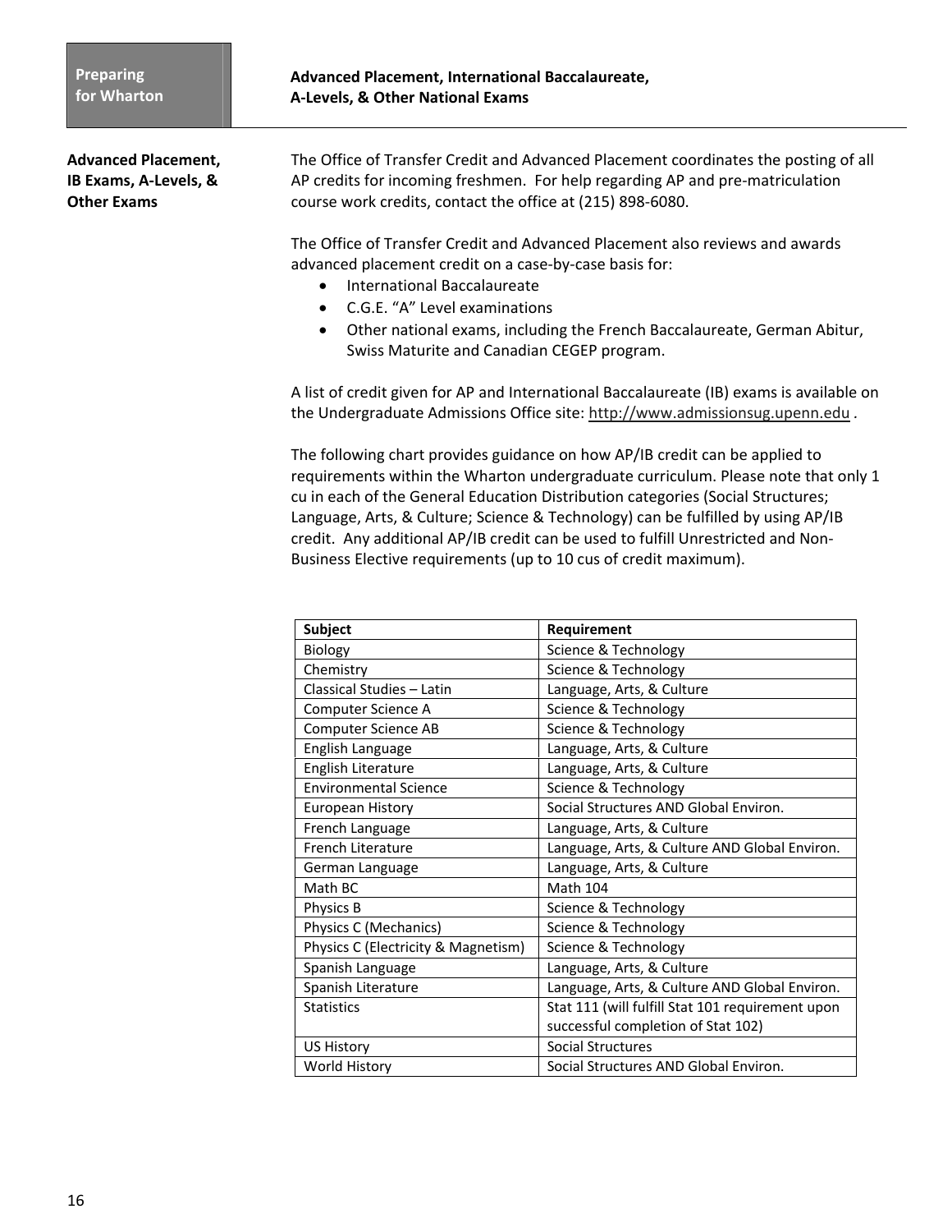## Advanced Placement, International Baccalaureate, A-Levels, & Other National Exams

### Advanced Placement, IB Exams, A-Levels, & Other Exams

The Office of Transfer Credit and Advanced Placement coordinates the posting of all AP credits for incoming freshmen. For help regarding AP and pre-matriculation course work credits, contact the office at (215) 898-6080.

The Office of Transfer Credit and Advanced Placement also reviews and awards advanced placement credit on a case-by-case basis for:

- International Baccalaureate
- C.G.E. "A" Level examinations
- Other national exams, including the French Baccalaureate, German Abitur, Swiss Maturite and Canadian CEGEP program.

A list of credit given for AP and International Baccalaureate (IB) exams is available on the Undergraduate Admissions Office site: http://www.admissionsug.upenn.edu .

The following chart provides guidance on how AP/IB credit can be applied to requirements within the Wharton undergraduate curriculum. Please note that only 1 cu in each of the General Education Distribution categories (Social Structures; Language, Arts, & Culture; Science & Technology) can be fulfilled by using AP/IB credit. Any additional AP/IB credit can be used to fulfill Unrestricted and Non-Business Elective requirements (up to 10 cus of credit maximum).

| Subject | Requirement |
|---|---|
| Biology | Science & Technology |
| Chemistry | Science & Technology |
| Classical Studies – Latin | Language, Arts, & Culture |
| Computer Science A | Science & Technology |
| Computer Science AB | Science & Technology |
| English Language | Language, Arts, & Culture |
| English Literature | Language, Arts, & Culture |
| Environmental Science | Science & Technology |
| European History | Social Structures AND Global Environ. |
| French Language | Language, Arts, & Culture |
| French Literature | Language, Arts, & Culture AND Global Environ. |
| German Language | Language, Arts, & Culture |
| Math BC | Math 104 |
| Physics B | Science & Technology |
| Physics C (Mechanics) | Science & Technology |
| Physics C (Electricity & Magnetism) | Science & Technology |
| Spanish Language | Language, Arts, & Culture |
| Spanish Literature | Language, Arts, & Culture AND Global Environ. |
| Statistics | Stat 111 (will fulfill Stat 101 requirement upon successful completion of Stat 102) |
| US History | Social Structures |
| World History | Social Structures AND Global Environ. |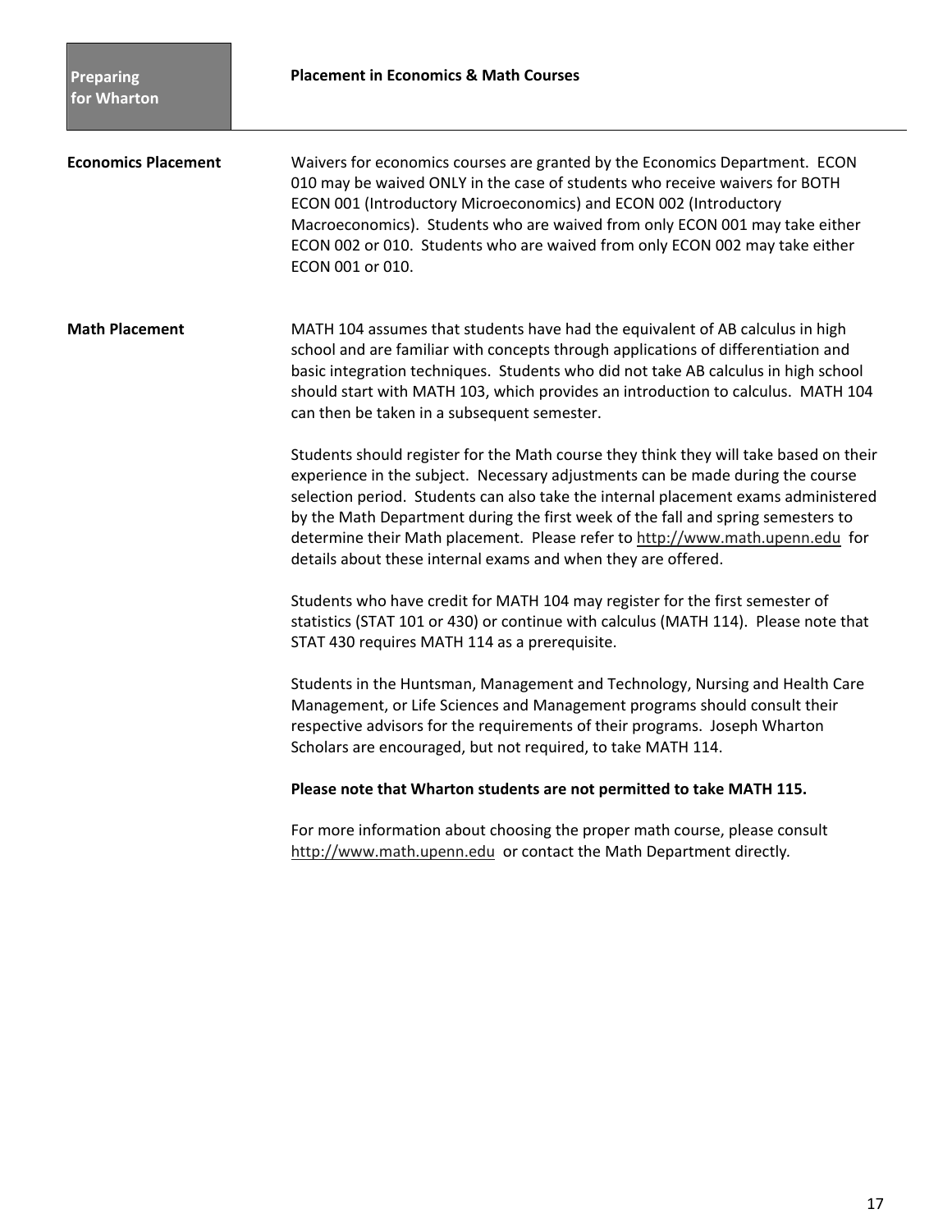## Placement in Economics & Math Courses

### Economics Placement

Waivers for economics courses are granted by the Economics Department. ECON 010 may be waived ONLY in the case of students who receive waivers for BOTH ECON 001 (Introductory Microeconomics) and ECON 002 (Introductory Macroeconomics). Students who are waived from only ECON 001 may take either ECON 002 or 010. Students who are waived from only ECON 002 may take either ECON 001 or 010.

### Math Placement

MATH 104 assumes that students have had the equivalent of AB calculus in high school and are familiar with concepts through applications of differentiation and basic integration techniques. Students who did not take AB calculus in high school should start with MATH 103, which provides an introduction to calculus. MATH 104 can then be taken in a subsequent semester.

Students should register for the Math course they think they will take based on their experience in the subject. Necessary adjustments can be made during the course selection period. Students can also take the internal placement exams administered by the Math Department during the first week of the fall and spring semesters to determine their Math placement. Please refer to http://www.math.upenn.edu for details about these internal exams and when they are offered.

Students who have credit for MATH 104 may register for the first semester of statistics (STAT 101 or 430) or continue with calculus (MATH 114). Please note that STAT 430 requires MATH 114 as a prerequisite.

Students in the Huntsman, Management and Technology, Nursing and Health Care Management, or Life Sciences and Management programs should consult their respective advisors for the requirements of their programs. Joseph Wharton Scholars are encouraged, but not required, to take MATH 114.

**Please note that Wharton students are not permitted to take MATH 115.**

For more information about choosing the proper math course, please consult http://www.math.upenn.edu or contact the Math Department directly.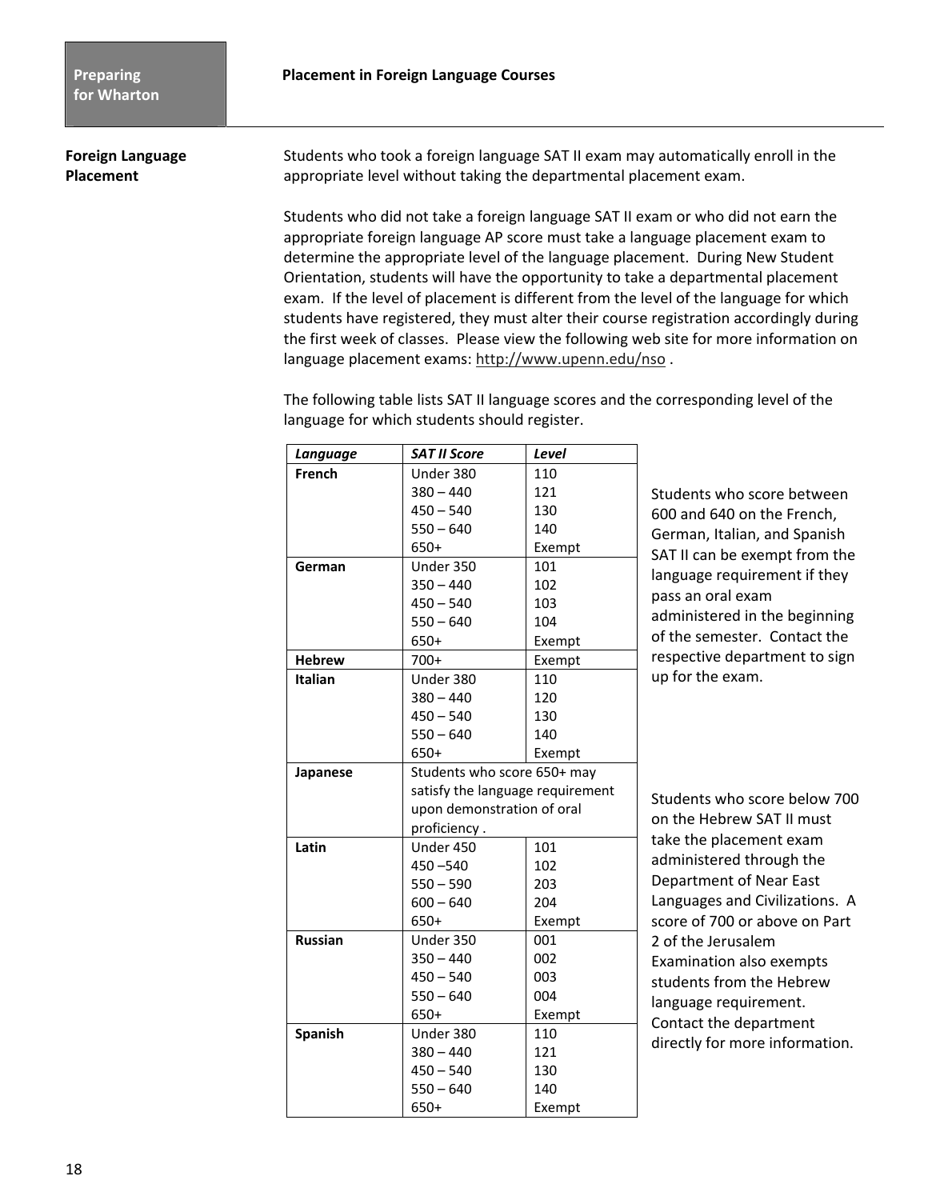## Placement in Foreign Language Courses

### Foreign Language Placement

Students who took a foreign language SAT II exam may automatically enroll in the appropriate level without taking the departmental placement exam.

Students who did not take a foreign language SAT II exam or who did not earn the appropriate foreign language AP score must take a language placement exam to determine the appropriate level of the language placement. During New Student Orientation, students will have the opportunity to take a departmental placement exam. If the level of placement is different from the level of the language for which students have registered, they must alter their course registration accordingly during the first week of classes. Please view the following web site for more information on language placement exams: http://www.upenn.edu/nso .

The following table lists SAT II language scores and the corresponding level of the language for which students should register.

| *Language* | *SAT II Score* | *Level* |
|---|---|---|
| **French** | Under 380 | 110 |
| | 380 – 440 | 121 |
| | 450 – 540 | 130 |
| | 550 – 640 | 140 |
| | 650+ | Exempt |
| **German** | Under 350 | 101 |
| | 350 – 440 | 102 |
| | 450 – 540 | 103 |
| | 550 – 640 | 104 |
| | 650+ | Exempt |
| **Hebrew** | 700+ | Exempt |
| **Italian** | Under 380 | 110 |
| | 380 – 440 | 120 |
| | 450 – 540 | 130 |
| | 550 – 640 | 140 |
| | 650+ | Exempt |
| **Japanese** | Students who score 650+ may satisfy the language requirement upon demonstration of oral proficiency . | |
| **Latin** | Under 450 | 101 |
| | 450 –540 | 102 |
| | 550 – 590 | 203 |
| | 600 – 640 | 204 |
| | 650+ | Exempt |
| **Russian** | Under 350 | 001 |
| | 350 – 440 | 002 |
| | 450 – 540 | 003 |
| | 550 – 640 | 004 |
| | 650+ | Exempt |
| **Spanish** | Under 380 | 110 |
| | 380 – 440 | 121 |
| | 450 – 540 | 130 |
| | 550 – 640 | 140 |
| | 650+ | Exempt |

Students who score between 600 and 640 on the French, German, Italian, and Spanish SAT II can be exempt from the language requirement if they pass an oral exam administered in the beginning of the semester. Contact the respective department to sign up for the exam.

Students who score below 700 on the Hebrew SAT II must take the placement exam administered through the Department of Near East Languages and Civilizations. A score of 700 or above on Part 2 of the Jerusalem Examination also exempts students from the Hebrew language requirement. Contact the department directly for more information.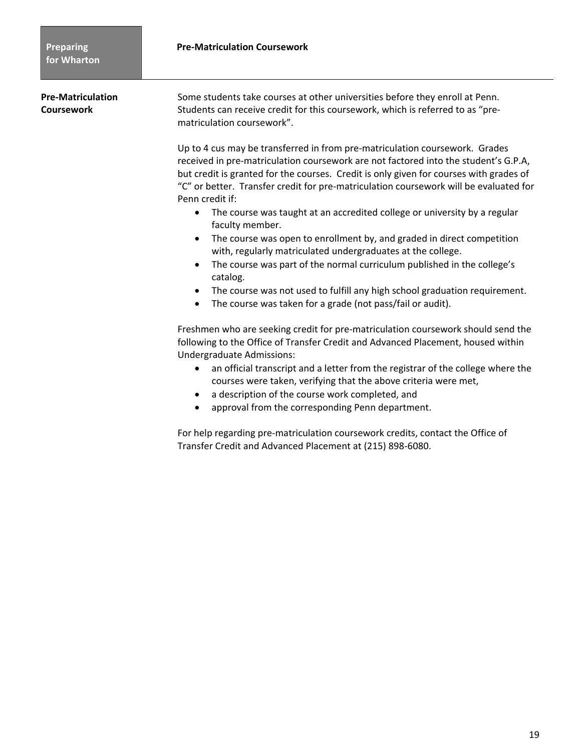## Pre-Matriculation Coursework

### Pre-Matriculation Coursework

Some students take courses at other universities before they enroll at Penn. Students can receive credit for this coursework, which is referred to as "pre-matriculation coursework".

Up to 4 cus may be transferred in from pre-matriculation coursework. Grades received in pre-matriculation coursework are not factored into the student's G.P.A, but credit is granted for the courses. Credit is only given for courses with grades of "C" or better. Transfer credit for pre-matriculation coursework will be evaluated for Penn credit if:

- The course was taught at an accredited college or university by a regular faculty member.
- The course was open to enrollment by, and graded in direct competition with, regularly matriculated undergraduates at the college.
- The course was part of the normal curriculum published in the college's catalog.
- The course was not used to fulfill any high school graduation requirement.
- The course was taken for a grade (not pass/fail or audit).

Freshmen who are seeking credit for pre-matriculation coursework should send the following to the Office of Transfer Credit and Advanced Placement, housed within Undergraduate Admissions:

- an official transcript and a letter from the registrar of the college where the courses were taken, verifying that the above criteria were met,
- a description of the course work completed, and
- approval from the corresponding Penn department.

For help regarding pre-matriculation coursework credits, contact the Office of Transfer Credit and Advanced Placement at (215) 898-6080.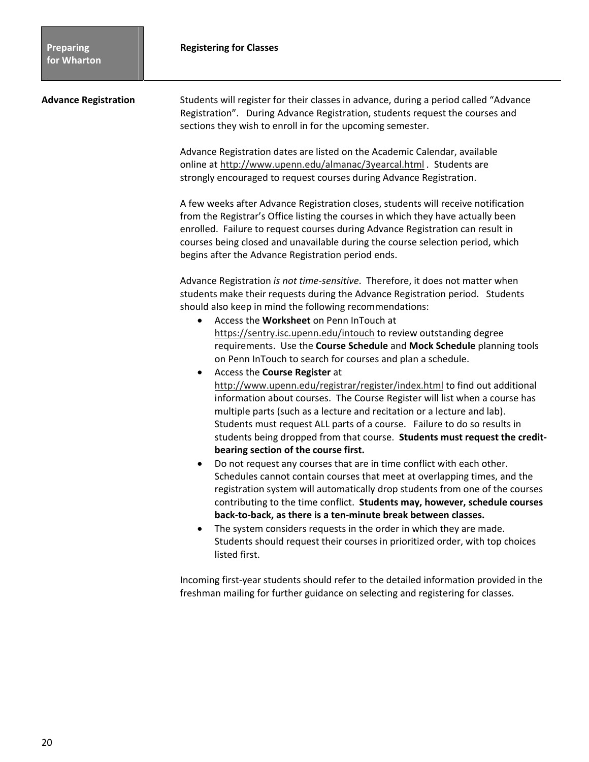## Registering for Classes

### Advance Registration

Students will register for their classes in advance, during a period called "Advance Registration". During Advance Registration, students request the courses and sections they wish to enroll in for the upcoming semester.

Advance Registration dates are listed on the Academic Calendar, available online at http://www.upenn.edu/almanac/3yearcal.html . Students are strongly encouraged to request courses during Advance Registration.

A few weeks after Advance Registration closes, students will receive notification from the Registrar's Office listing the courses in which they have actually been enrolled. Failure to request courses during Advance Registration can result in courses being closed and unavailable during the course selection period, which begins after the Advance Registration period ends.

Advance Registration *is not time-sensitive*. Therefore, it does not matter when students make their requests during the Advance Registration period. Students should also keep in mind the following recommendations:

- Access the **Worksheet** on Penn InTouch at https://sentry.isc.upenn.edu/intouch to review outstanding degree requirements. Use the **Course Schedule** and **Mock Schedule** planning tools on Penn InTouch to search for courses and plan a schedule.
- Access the **Course Register** at http://www.upenn.edu/registrar/register/index.html to find out additional information about courses. The Course Register will list when a course has multiple parts (such as a lecture and recitation or a lecture and lab). Students must request ALL parts of a course. Failure to do so results in students being dropped from that course. **Students must request the credit-bearing section of the course first.**
- Do not request any courses that are in time conflict with each other. Schedules cannot contain courses that meet at overlapping times, and the registration system will automatically drop students from one of the courses contributing to the time conflict. **Students may, however, schedule courses back-to-back, as there is a ten-minute break between classes.**
- The system considers requests in the order in which they are made. Students should request their courses in prioritized order, with top choices listed first.

Incoming first-year students should refer to the detailed information provided in the freshman mailing for further guidance on selecting and registering for classes.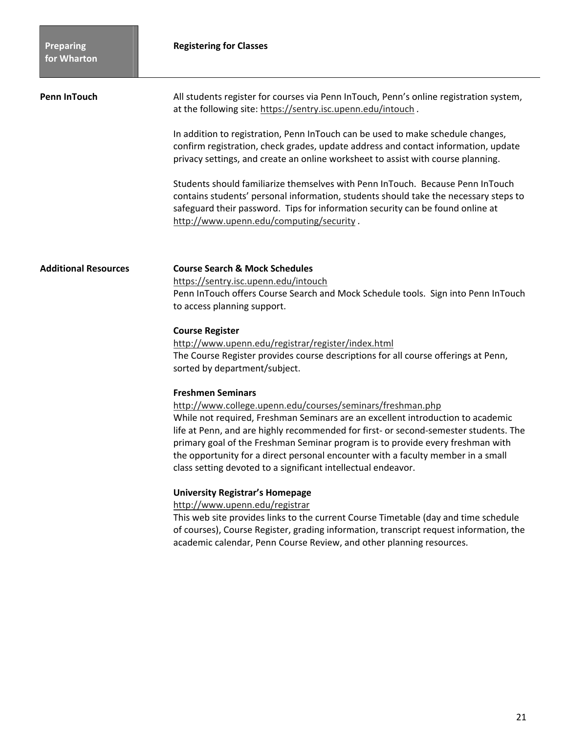## Registering for Classes

### Penn InTouch

All students register for courses via Penn InTouch, Penn's online registration system, at the following site: https://sentry.isc.upenn.edu/intouch .

In addition to registration, Penn InTouch can be used to make schedule changes, confirm registration, check grades, update address and contact information, update privacy settings, and create an online worksheet to assist with course planning.

Students should familiarize themselves with Penn InTouch. Because Penn InTouch contains students' personal information, students should take the necessary steps to safeguard their password. Tips for information security can be found online at http://www.upenn.edu/computing/security .

### Additional Resources

**Course Search & Mock Schedules**
https://sentry.isc.upenn.edu/intouch
Penn InTouch offers Course Search and Mock Schedule tools. Sign into Penn InTouch to access planning support.

**Course Register**
http://www.upenn.edu/registrar/register/index.html
The Course Register provides course descriptions for all course offerings at Penn, sorted by department/subject.

**Freshmen Seminars**
http://www.college.upenn.edu/courses/seminars/freshman.php
While not required, Freshman Seminars are an excellent introduction to academic life at Penn, and are highly recommended for first- or second-semester students. The primary goal of the Freshman Seminar program is to provide every freshman with the opportunity for a direct personal encounter with a faculty member in a small class setting devoted to a significant intellectual endeavor.

**University Registrar's Homepage**
http://www.upenn.edu/registrar
This web site provides links to the current Course Timetable (day and time schedule of courses), Course Register, grading information, transcript request information, the academic calendar, Penn Course Review, and other planning resources.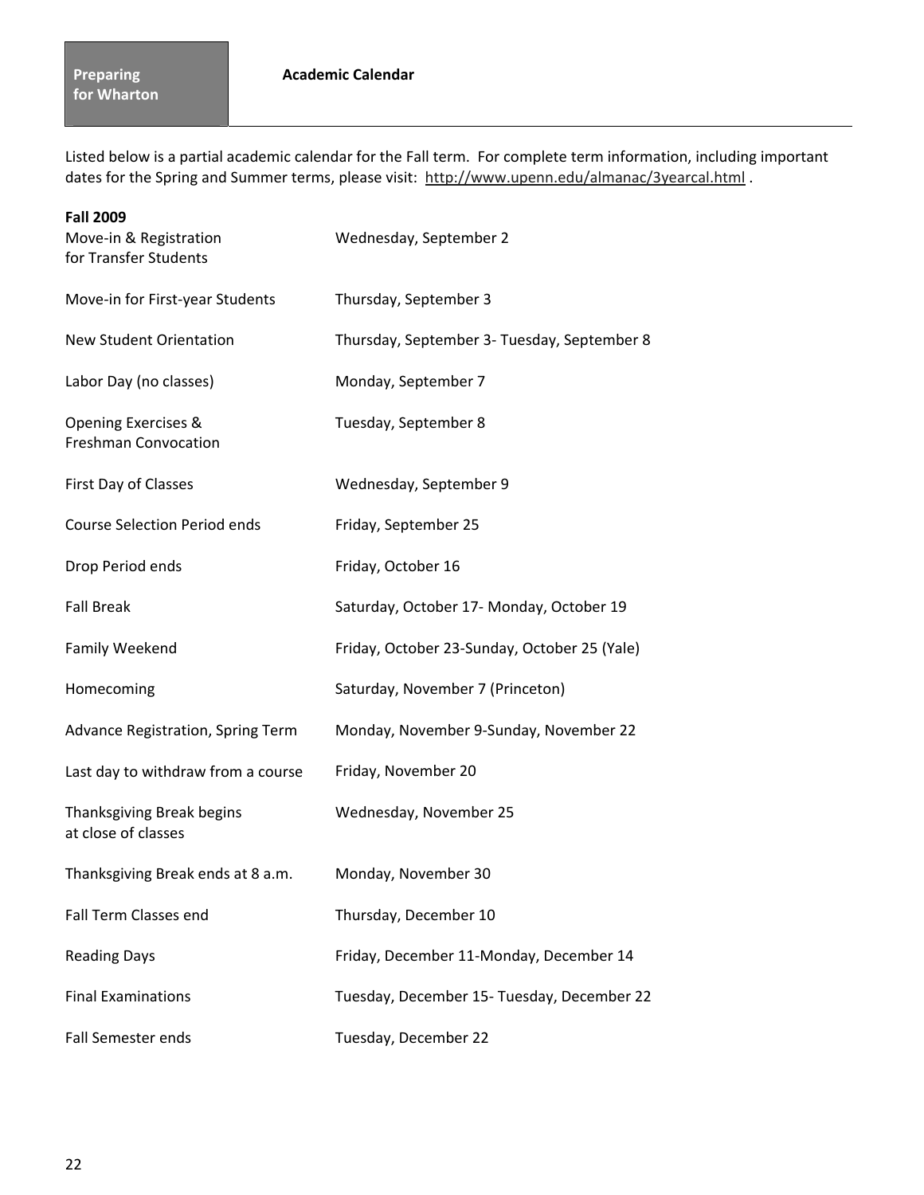**Preparing for Wharton**

## Academic Calendar

Listed below is a partial academic calendar for the Fall term. For complete term information, including important dates for the Spring and Summer terms, please visit: http://www.upenn.edu/almanac/3yearcal.html .

**Fall 2009**

| | |
|---|---|
| Move-in & Registration for Transfer Students | Wednesday, September 2 |
| Move-in for First-year Students | Thursday, September 3 |
| New Student Orientation | Thursday, September 3- Tuesday, September 8 |
| Labor Day (no classes) | Monday, September 7 |
| Opening Exercises & Freshman Convocation | Tuesday, September 8 |
| First Day of Classes | Wednesday, September 9 |
| Course Selection Period ends | Friday, September 25 |
| Drop Period ends | Friday, October 16 |
| Fall Break | Saturday, October 17- Monday, October 19 |
| Family Weekend | Friday, October 23-Sunday, October 25 (Yale) |
| Homecoming | Saturday, November 7 (Princeton) |
| Advance Registration, Spring Term | Monday, November 9-Sunday, November 22 |
| Last day to withdraw from a course | Friday, November 20 |
| Thanksgiving Break begins at close of classes | Wednesday, November 25 |
| Thanksgiving Break ends at 8 a.m. | Monday, November 30 |
| Fall Term Classes end | Thursday, December 10 |
| Reading Days | Friday, December 11-Monday, December 14 |
| Final Examinations | Tuesday, December 15- Tuesday, December 22 |
| Fall Semester ends | Tuesday, December 22 |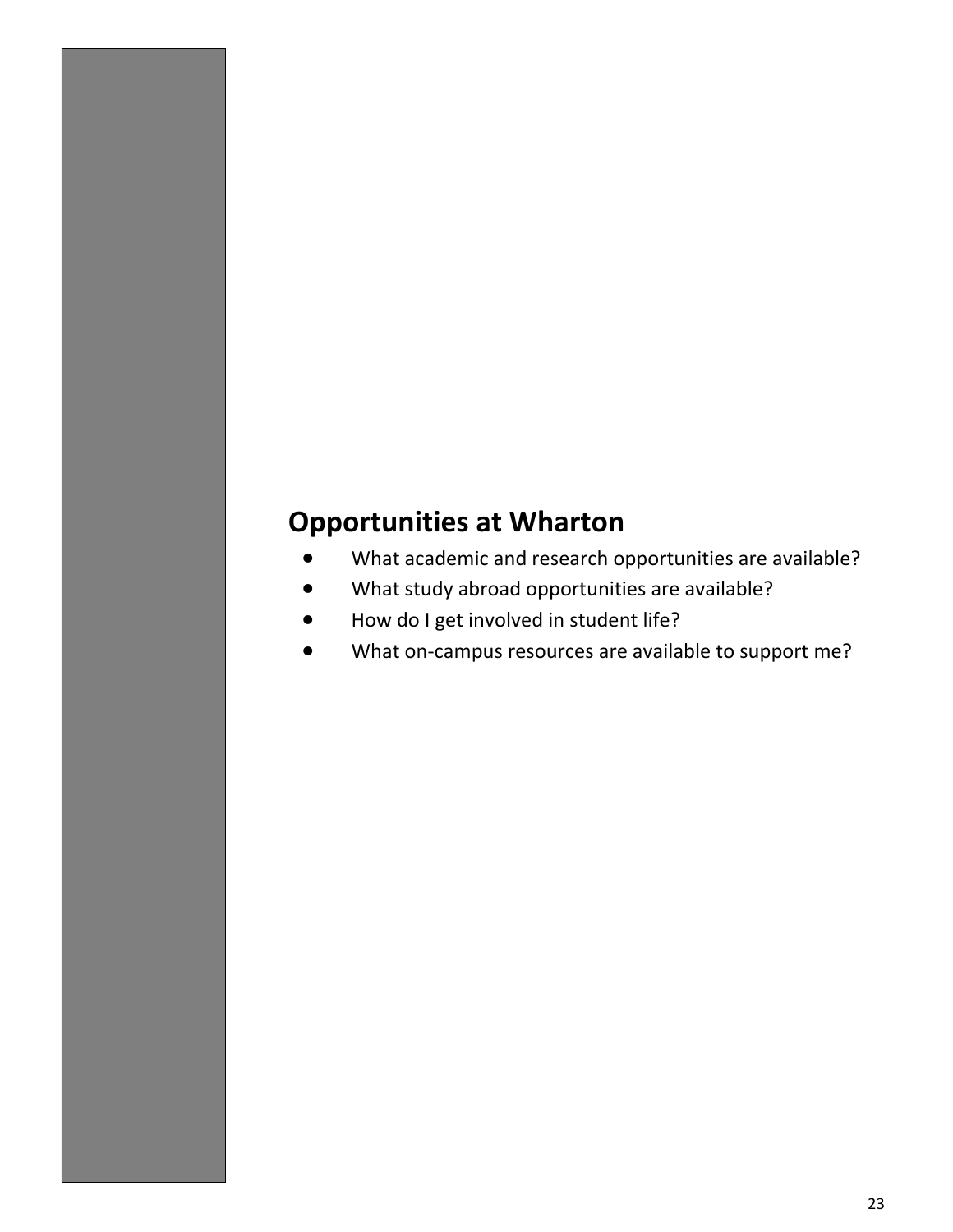## Opportunities at Wharton

- What academic and research opportunities are available?
- What study abroad opportunities are available?
- How do I get involved in student life?
- What on-campus resources are available to support me?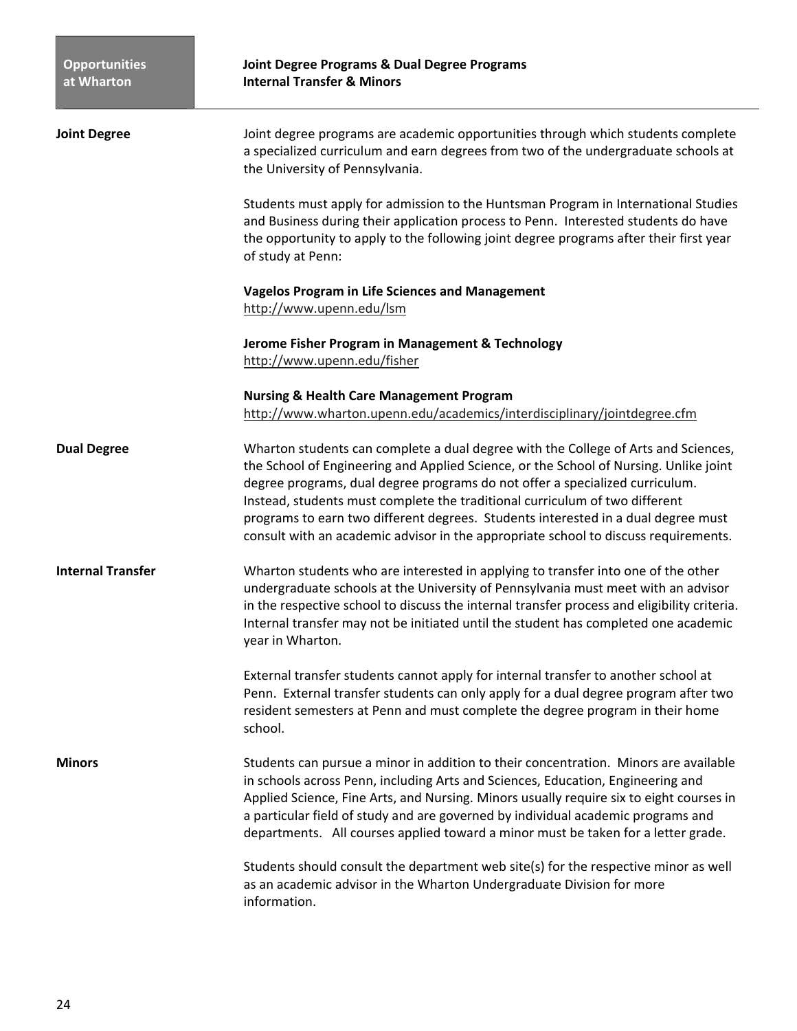**Opportunities at Wharton**

## Joint Degree Programs & Dual Degree Programs
## Internal Transfer & Minors

### Joint Degree

Joint degree programs are academic opportunities through which students complete a specialized curriculum and earn degrees from two of the undergraduate schools at the University of Pennsylvania.

Students must apply for admission to the Huntsman Program in International Studies and Business during their application process to Penn. Interested students do have the opportunity to apply to the following joint degree programs after their first year of study at Penn:

**Vagelos Program in Life Sciences and Management**
http://www.upenn.edu/lsm

**Jerome Fisher Program in Management & Technology**
http://www.upenn.edu/fisher

**Nursing & Health Care Management Program**
http://www.wharton.upenn.edu/academics/interdisciplinary/jointdegree.cfm

### Dual Degree

Wharton students can complete a dual degree with the College of Arts and Sciences, the School of Engineering and Applied Science, or the School of Nursing. Unlike joint degree programs, dual degree programs do not offer a specialized curriculum. Instead, students must complete the traditional curriculum of two different programs to earn two different degrees. Students interested in a dual degree must consult with an academic advisor in the appropriate school to discuss requirements.

### Internal Transfer

Wharton students who are interested in applying to transfer into one of the other undergraduate schools at the University of Pennsylvania must meet with an advisor in the respective school to discuss the internal transfer process and eligibility criteria. Internal transfer may not be initiated until the student has completed one academic year in Wharton.

External transfer students cannot apply for internal transfer to another school at Penn. External transfer students can only apply for a dual degree program after two resident semesters at Penn and must complete the degree program in their home school.

### Minors

Students can pursue a minor in addition to their concentration. Minors are available in schools across Penn, including Arts and Sciences, Education, Engineering and Applied Science, Fine Arts, and Nursing. Minors usually require six to eight courses in a particular field of study and are governed by individual academic programs and departments. All courses applied toward a minor must be taken for a letter grade.

Students should consult the department web site(s) for the respective minor as well as an academic advisor in the Wharton Undergraduate Division for more information.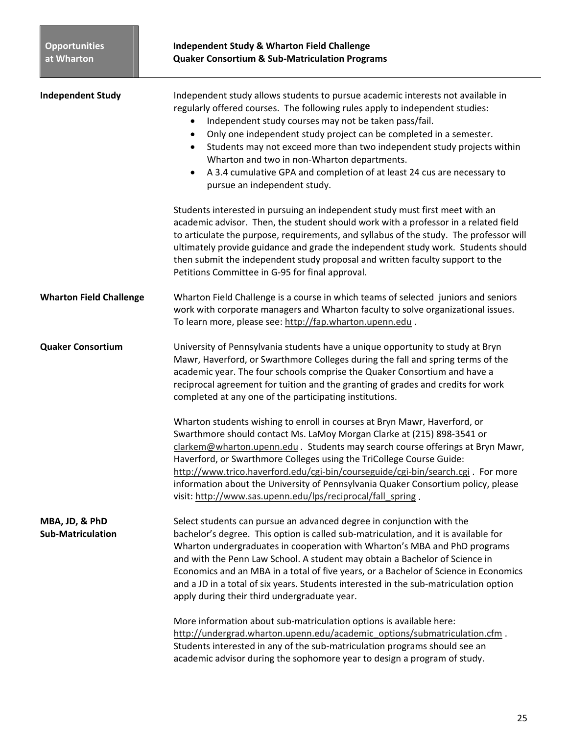# Independent Study & Wharton Field Challenge
# Quaker Consortium & Sub-Matriculation Programs

## Independent Study

Independent study allows students to pursue academic interests not available in regularly offered courses. The following rules apply to independent studies:

- Independent study courses may not be taken pass/fail.
- Only one independent study project can be completed in a semester.
- Students may not exceed more than two independent study projects within Wharton and two in non-Wharton departments.
- A 3.4 cumulative GPA and completion of at least 24 cus are necessary to pursue an independent study.

Students interested in pursuing an independent study must first meet with an academic advisor. Then, the student should work with a professor in a related field to articulate the purpose, requirements, and syllabus of the study. The professor will ultimately provide guidance and grade the independent study work. Students should then submit the independent study proposal and written faculty support to the Petitions Committee in G-95 for final approval.

## Wharton Field Challenge

Wharton Field Challenge is a course in which teams of selected juniors and seniors work with corporate managers and Wharton faculty to solve organizational issues. To learn more, please see: http://fap.wharton.upenn.edu .

## Quaker Consortium

University of Pennsylvania students have a unique opportunity to study at Bryn Mawr, Haverford, or Swarthmore Colleges during the fall and spring terms of the academic year. The four schools comprise the Quaker Consortium and have a reciprocal agreement for tuition and the granting of grades and credits for work completed at any one of the participating institutions.

Wharton students wishing to enroll in courses at Bryn Mawr, Haverford, or Swarthmore should contact Ms. LaMoy Morgan Clarke at (215) 898-3541 or clarkem@wharton.upenn.edu . Students may search course offerings at Bryn Mawr, Haverford, or Swarthmore Colleges using the TriCollege Course Guide: http://www.trico.haverford.edu/cgi-bin/courseguide/cgi-bin/search.cgi . For more information about the University of Pennsylvania Quaker Consortium policy, please visit: http://www.sas.upenn.edu/lps/reciprocal/fall_spring .

## MBA, JD, & PhD Sub-Matriculation

Select students can pursue an advanced degree in conjunction with the bachelor's degree. This option is called sub-matriculation, and it is available for Wharton undergraduates in cooperation with Wharton's MBA and PhD programs and with the Penn Law School. A student may obtain a Bachelor of Science in Economics and an MBA in a total of five years, or a Bachelor of Science in Economics and a JD in a total of six years. Students interested in the sub-matriculation option apply during their third undergraduate year.

More information about sub-matriculation options is available here: http://undergrad.wharton.upenn.edu/academic_options/submatriculation.cfm . Students interested in any of the sub-matriculation programs should see an academic advisor during the sophomore year to design a program of study.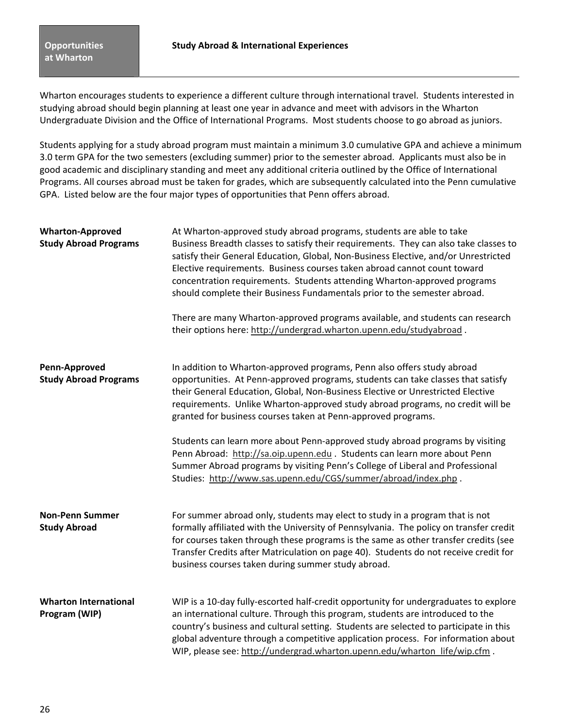**Opportunities at Wharton**

## Study Abroad & International Experiences

Wharton encourages students to experience a different culture through international travel. Students interested in studying abroad should begin planning at least one year in advance and meet with advisors in the Wharton Undergraduate Division and the Office of International Programs. Most students choose to go abroad as juniors.

Students applying for a study abroad program must maintain a minimum 3.0 cumulative GPA and achieve a minimum 3.0 term GPA for the two semesters (excluding summer) prior to the semester abroad. Applicants must also be in good academic and disciplinary standing and meet any additional criteria outlined by the Office of International Programs. All courses abroad must be taken for grades, which are subsequently calculated into the Penn cumulative GPA. Listed below are the four major types of opportunities that Penn offers abroad.

**Wharton-Approved Study Abroad Programs**

At Wharton-approved study abroad programs, students are able to take Business Breadth classes to satisfy their requirements. They can also take classes to satisfy their General Education, Global, Non-Business Elective, and/or Unrestricted Elective requirements. Business courses taken abroad cannot count toward concentration requirements. Students attending Wharton-approved programs should complete their Business Fundamentals prior to the semester abroad.

There are many Wharton-approved programs available, and students can research their options here: http://undergrad.wharton.upenn.edu/studyabroad .

**Penn-Approved Study Abroad Programs**

In addition to Wharton-approved programs, Penn also offers study abroad opportunities. At Penn-approved programs, students can take classes that satisfy their General Education, Global, Non-Business Elective or Unrestricted Elective requirements. Unlike Wharton-approved study abroad programs, no credit will be granted for business courses taken at Penn-approved programs.

Students can learn more about Penn-approved study abroad programs by visiting Penn Abroad: http://sa.oip.upenn.edu . Students can learn more about Penn Summer Abroad programs by visiting Penn's College of Liberal and Professional Studies: http://www.sas.upenn.edu/CGS/summer/abroad/index.php .

**Non-Penn Summer Study Abroad**

For summer abroad only, students may elect to study in a program that is not formally affiliated with the University of Pennsylvania. The policy on transfer credit for courses taken through these programs is the same as other transfer credits (see Transfer Credits after Matriculation on page 40). Students do not receive credit for business courses taken during summer study abroad.

**Wharton International Program (WIP)**

WIP is a 10-day fully-escorted half-credit opportunity for undergraduates to explore an international culture. Through this program, students are introduced to the country's business and cultural setting. Students are selected to participate in this global adventure through a competitive application process. For information about WIP, please see: http://undergrad.wharton.upenn.edu/wharton_life/wip.cfm .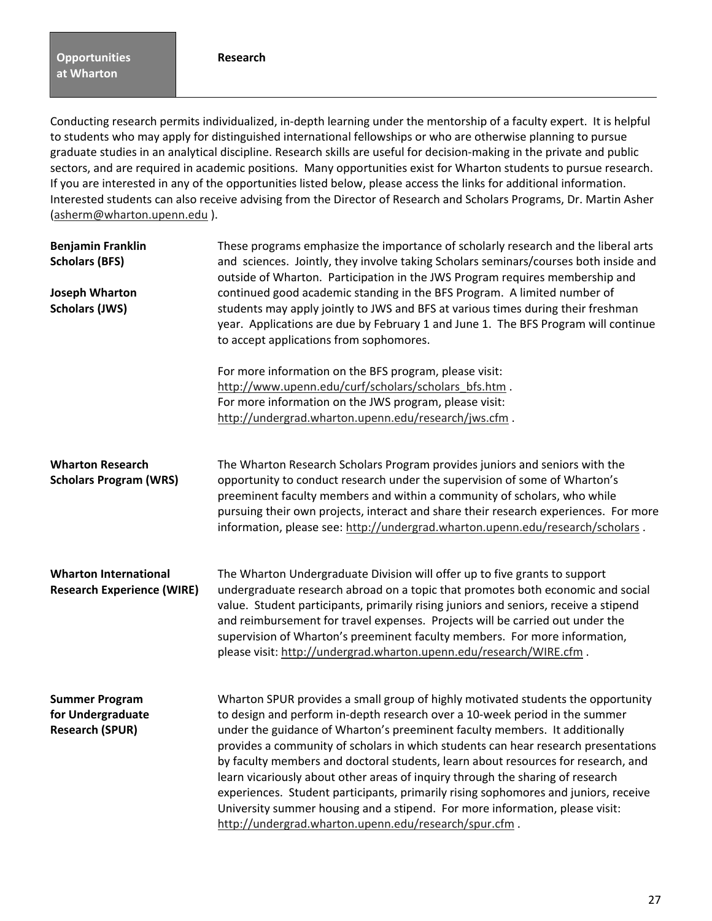**Opportunities at Wharton**

## Research

Conducting research permits individualized, in-depth learning under the mentorship of a faculty expert. It is helpful to students who may apply for distinguished international fellowships or who are otherwise planning to pursue graduate studies in an analytical discipline. Research skills are useful for decision-making in the private and public sectors, and are required in academic positions. Many opportunities exist for Wharton students to pursue research. If you are interested in any of the opportunities listed below, please access the links for additional information. Interested students can also receive advising from the Director of Research and Scholars Programs, Dr. Martin Asher (asherm@wharton.upenn.edu ).

**Benjamin Franklin Scholars (BFS)**

**Joseph Wharton Scholars (JWS)**

These programs emphasize the importance of scholarly research and the liberal arts and sciences. Jointly, they involve taking Scholars seminars/courses both inside and outside of Wharton. Participation in the JWS Program requires membership and continued good academic standing in the BFS Program. A limited number of students may apply jointly to JWS and BFS at various times during their freshman year. Applications are due by February 1 and June 1. The BFS Program will continue to accept applications from sophomores.

For more information on the BFS program, please visit: http://www.upenn.edu/curf/scholars/scholars_bfs.htm .
For more information on the JWS program, please visit: http://undergrad.wharton.upenn.edu/research/jws.cfm .

**Wharton Research Scholars Program (WRS)**

The Wharton Research Scholars Program provides juniors and seniors with the opportunity to conduct research under the supervision of some of Wharton's preeminent faculty members and within a community of scholars, who while pursuing their own projects, interact and share their research experiences. For more information, please see: http://undergrad.wharton.upenn.edu/research/scholars .

**Wharton International Research Experience (WIRE)**

The Wharton Undergraduate Division will offer up to five grants to support undergraduate research abroad on a topic that promotes both economic and social value. Student participants, primarily rising juniors and seniors, receive a stipend and reimbursement for travel expenses. Projects will be carried out under the supervision of Wharton's preeminent faculty members. For more information, please visit: http://undergrad.wharton.upenn.edu/research/WIRE.cfm .

**Summer Program for Undergraduate Research (SPUR)**

Wharton SPUR provides a small group of highly motivated students the opportunity to design and perform in-depth research over a 10-week period in the summer under the guidance of Wharton's preeminent faculty members. It additionally provides a community of scholars in which students can hear research presentations by faculty members and doctoral students, learn about resources for research, and learn vicariously about other areas of inquiry through the sharing of research experiences. Student participants, primarily rising sophomores and juniors, receive University summer housing and a stipend. For more information, please visit: http://undergrad.wharton.upenn.edu/research/spur.cfm .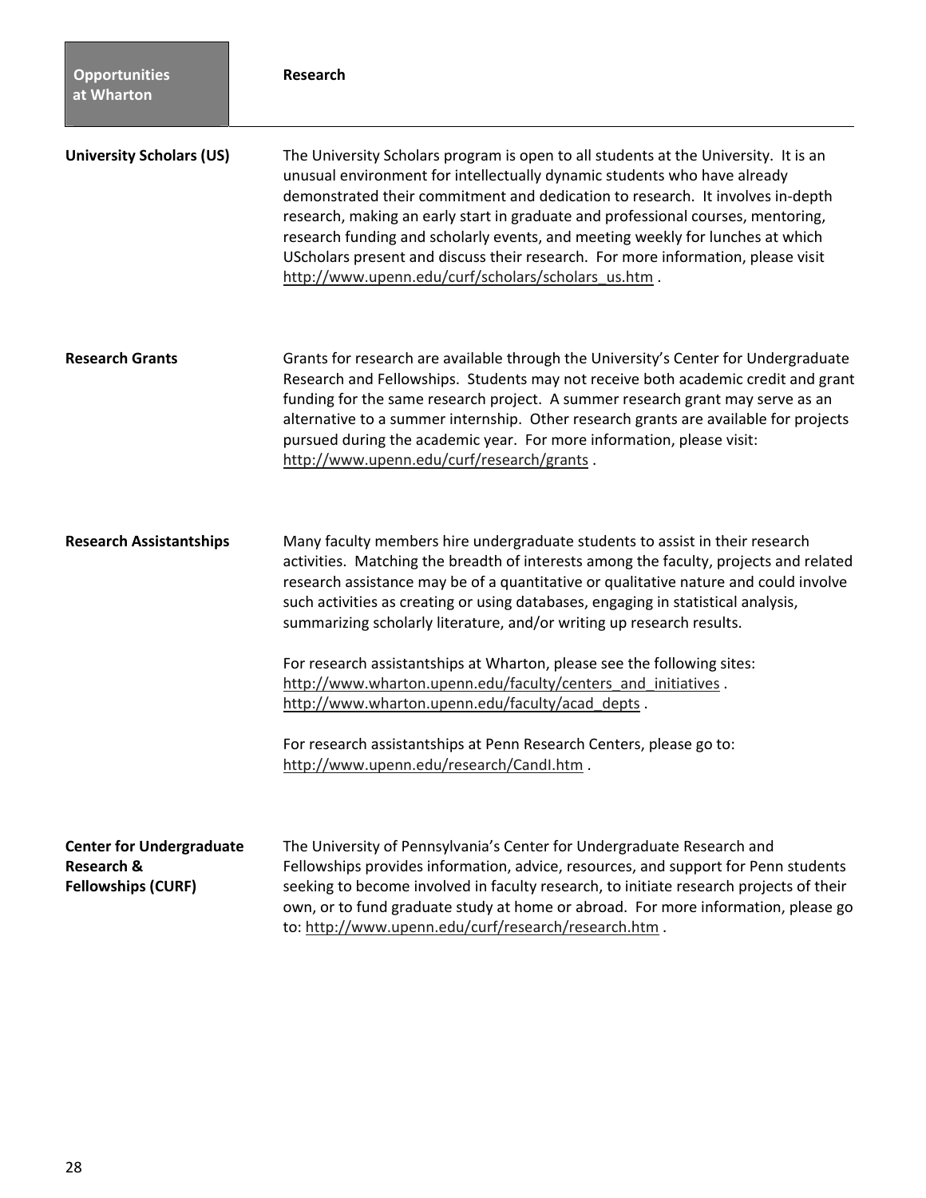**Opportunities at Wharton**

# Research

## University Scholars (US)

The University Scholars program is open to all students at the University. It is an unusual environment for intellectually dynamic students who have already demonstrated their commitment and dedication to research. It involves in-depth research, making an early start in graduate and professional courses, mentoring, research funding and scholarly events, and meeting weekly for lunches at which UScholars present and discuss their research. For more information, please visit http://www.upenn.edu/curf/scholars/scholars_us.htm .

## Research Grants

Grants for research are available through the University's Center for Undergraduate Research and Fellowships. Students may not receive both academic credit and grant funding for the same research project. A summer research grant may serve as an alternative to a summer internship. Other research grants are available for projects pursued during the academic year. For more information, please visit: http://www.upenn.edu/curf/research/grants .

## Research Assistantships

Many faculty members hire undergraduate students to assist in their research activities. Matching the breadth of interests among the faculty, projects and related research assistance may be of a quantitative or qualitative nature and could involve such activities as creating or using databases, engaging in statistical analysis, summarizing scholarly literature, and/or writing up research results.

For research assistantships at Wharton, please see the following sites:
http://www.wharton.upenn.edu/faculty/centers_and_initiatives .
http://www.wharton.upenn.edu/faculty/acad_depts .

For research assistantships at Penn Research Centers, please go to:
http://www.upenn.edu/research/CandI.htm .

## Center for Undergraduate Research & Fellowships (CURF)

The University of Pennsylvania's Center for Undergraduate Research and Fellowships provides information, advice, resources, and support for Penn students seeking to become involved in faculty research, to initiate research projects of their own, or to fund graduate study at home or abroad. For more information, please go to: http://www.upenn.edu/curf/research/research.htm .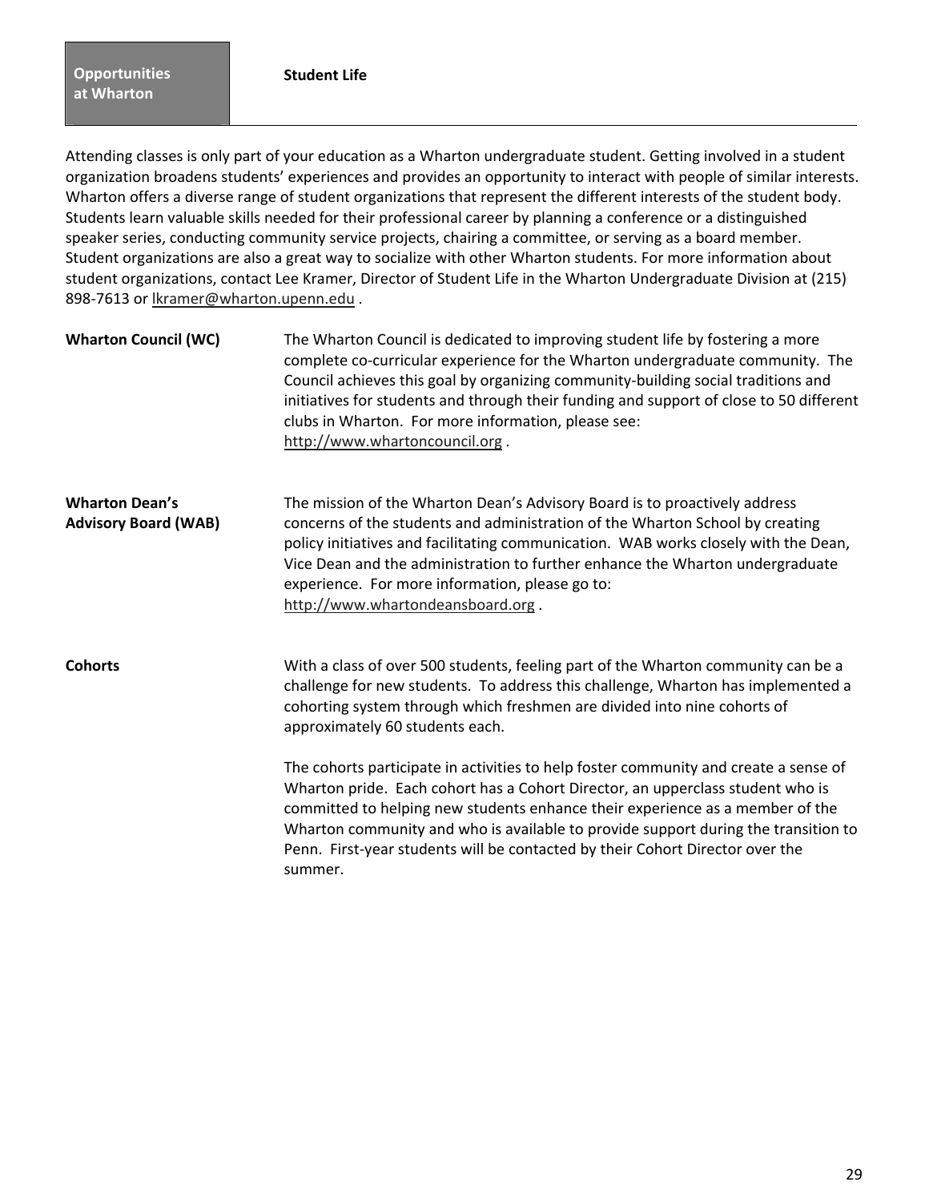**Opportunities at Wharton**

## Student Life

Attending classes is only part of your education as a Wharton undergraduate student. Getting involved in a student organization broadens students' experiences and provides an opportunity to interact with people of similar interests. Wharton offers a diverse range of student organizations that represent the different interests of the student body. Students learn valuable skills needed for their professional career by planning a conference or a distinguished speaker series, conducting community service projects, chairing a committee, or serving as a board member. Student organizations are also a great way to socialize with other Wharton students. For more information about student organizations, contact Lee Kramer, Director of Student Life in the Wharton Undergraduate Division at (215) 898-7613 or lkramer@wharton.upenn.edu .

**Wharton Council (WC)**

The Wharton Council is dedicated to improving student life by fostering a more complete co-curricular experience for the Wharton undergraduate community. The Council achieves this goal by organizing community-building social traditions and initiatives for students and through their funding and support of close to 50 different clubs in Wharton. For more information, please see: http://www.whartoncouncil.org .

**Wharton Dean's Advisory Board (WAB)**

The mission of the Wharton Dean's Advisory Board is to proactively address concerns of the students and administration of the Wharton School by creating policy initiatives and facilitating communication. WAB works closely with the Dean, Vice Dean and the administration to further enhance the Wharton undergraduate experience. For more information, please go to: http://www.whartondeansboard.org .

**Cohorts**

With a class of over 500 students, feeling part of the Wharton community can be a challenge for new students. To address this challenge, Wharton has implemented a cohorting system through which freshmen are divided into nine cohorts of approximately 60 students each.

The cohorts participate in activities to help foster community and create a sense of Wharton pride. Each cohort has a Cohort Director, an upperclass student who is committed to helping new students enhance their experience as a member of the Wharton community and who is available to provide support during the transition to Penn. First-year students will be contacted by their Cohort Director over the summer.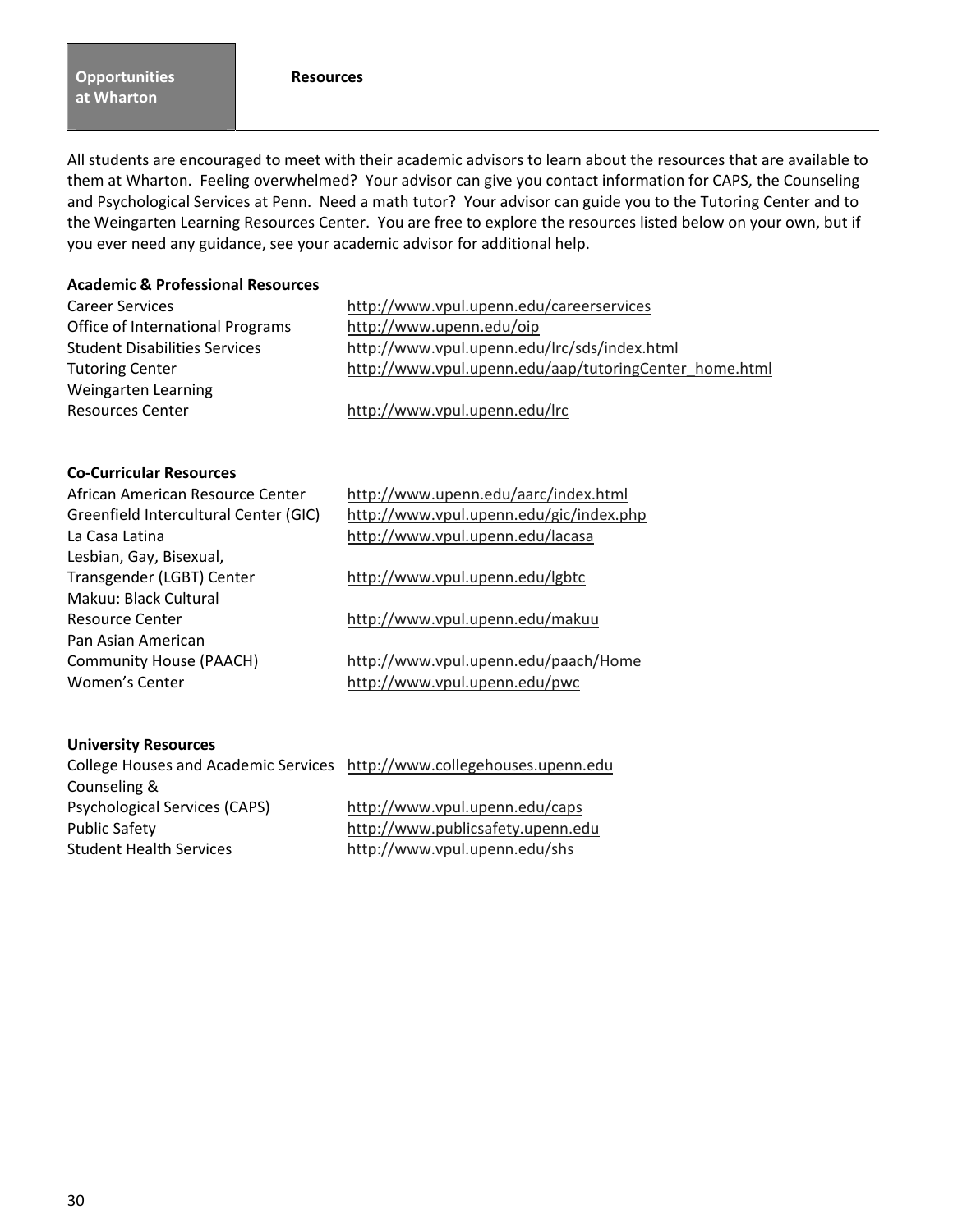**Opportunities at Wharton** | **Resources**

All students are encouraged to meet with their academic advisors to learn about the resources that are available to them at Wharton. Feeling overwhelmed? Your advisor can give you contact information for CAPS, the Counseling and Psychological Services at Penn. Need a math tutor? Your advisor can guide you to the Tutoring Center and to the Weingarten Learning Resources Center. You are free to explore the resources listed below on your own, but if you ever need any guidance, see your academic advisor for additional help.

**Academic & Professional Resources**

| | |
|---|---|
| Career Services | http://www.vpul.upenn.edu/careerservices |
| Office of International Programs | http://www.upenn.edu/oip |
| Student Disabilities Services | http://www.vpul.upenn.edu/lrc/sds/index.html |
| Tutoring Center | http://www.vpul.upenn.edu/aap/tutoringCenter_home.html |
| Weingarten Learning Resources Center | http://www.vpul.upenn.edu/lrc |

**Co-Curricular Resources**

| | |
|---|---|
| African American Resource Center | http://www.upenn.edu/aarc/index.html |
| Greenfield Intercultural Center (GIC) | http://www.vpul.upenn.edu/gic/index.php |
| La Casa Latina | http://www.vpul.upenn.edu/lacasa |
| Lesbian, Gay, Bisexual, Transgender (LGBT) Center | http://www.vpul.upenn.edu/lgbtc |
| Makuu: Black Cultural Resource Center | http://www.vpul.upenn.edu/makuu |
| Pan Asian American Community House (PAACH) | http://www.vpul.upenn.edu/paach/Home |
| Women's Center | http://www.vpul.upenn.edu/pwc |

**University Resources**

| | |
|---|---|
| College Houses and Academic Services | http://www.collegehouses.upenn.edu |
| Counseling & Psychological Services (CAPS) | http://www.vpul.upenn.edu/caps |
| Public Safety | http://www.publicsafety.upenn.edu |
| Student Health Services | http://www.vpul.upenn.edu/shs |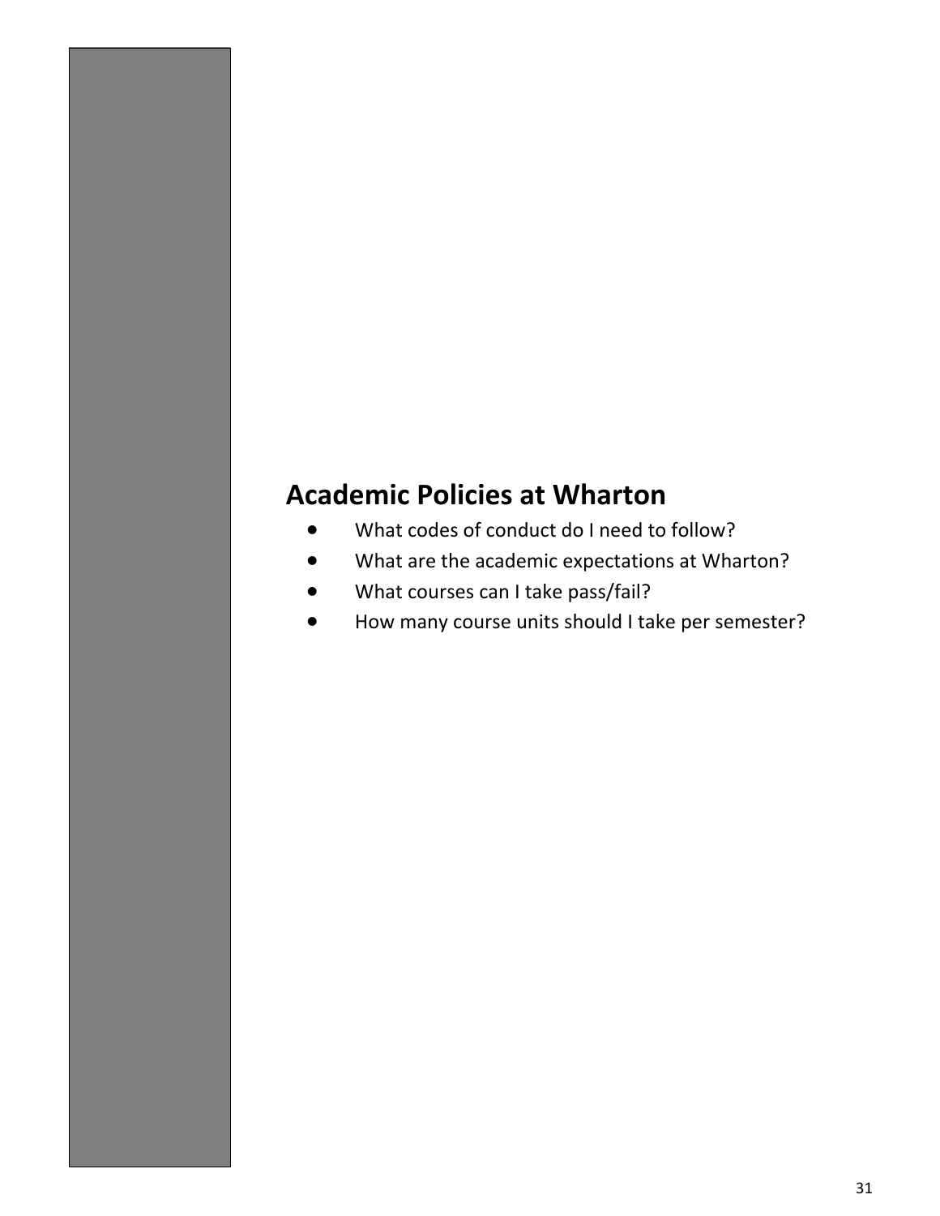## Academic Policies at Wharton

- What codes of conduct do I need to follow?
- What are the academic expectations at Wharton?
- What courses can I take pass/fail?
- How many course units should I take per semester?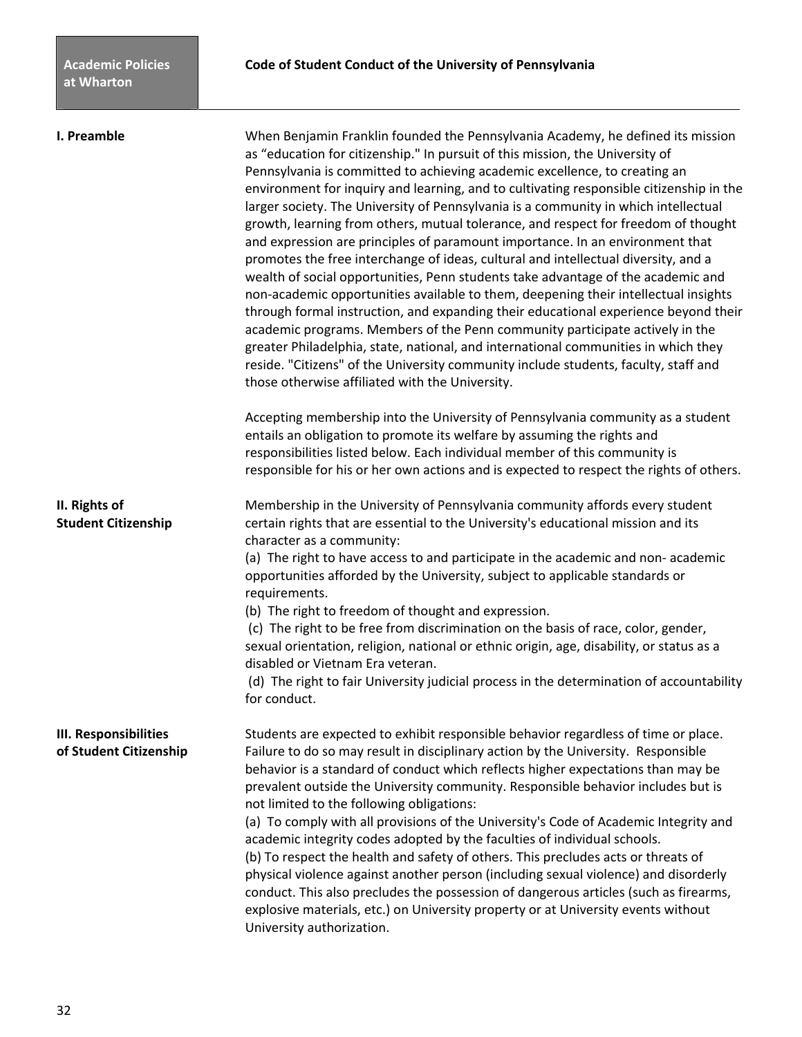# Code of Student Conduct of the University of Pennsylvania

## I. Preamble

When Benjamin Franklin founded the Pennsylvania Academy, he defined its mission as "education for citizenship." In pursuit of this mission, the University of Pennsylvania is committed to achieving academic excellence, to creating an environment for inquiry and learning, and to cultivating responsible citizenship in the larger society. The University of Pennsylvania is a community in which intellectual growth, learning from others, mutual tolerance, and respect for freedom of thought and expression are principles of paramount importance. In an environment that promotes the free interchange of ideas, cultural and intellectual diversity, and a wealth of social opportunities, Penn students take advantage of the academic and non-academic opportunities available to them, deepening their intellectual insights through formal instruction, and expanding their educational experience beyond their academic programs. Members of the Penn community participate actively in the greater Philadelphia, state, national, and international communities in which they reside. "Citizens" of the University community include students, faculty, staff and those otherwise affiliated with the University.

Accepting membership into the University of Pennsylvania community as a student entails an obligation to promote its welfare by assuming the rights and responsibilities listed below. Each individual member of this community is responsible for his or her own actions and is expected to respect the rights of others.

## II. Rights of Student Citizenship

Membership in the University of Pennsylvania community affords every student certain rights that are essential to the University's educational mission and its character as a community:

(a) The right to have access to and participate in the academic and non- academic opportunities afforded by the University, subject to applicable standards or requirements.

(b) The right to freedom of thought and expression.

(c) The right to be free from discrimination on the basis of race, color, gender, sexual orientation, religion, national or ethnic origin, age, disability, or status as a disabled or Vietnam Era veteran.

(d) The right to fair University judicial process in the determination of accountability for conduct.

## III. Responsibilities of Student Citizenship

Students are expected to exhibit responsible behavior regardless of time or place. Failure to do so may result in disciplinary action by the University. Responsible behavior is a standard of conduct which reflects higher expectations than may be prevalent outside the University community. Responsible behavior includes but is not limited to the following obligations:

(a) To comply with all provisions of the University's Code of Academic Integrity and academic integrity codes adopted by the faculties of individual schools.

(b) To respect the health and safety of others. This precludes acts or threats of physical violence against another person (including sexual violence) and disorderly conduct. This also precludes the possession of dangerous articles (such as firearms, explosive materials, etc.) on University property or at University events without University authorization.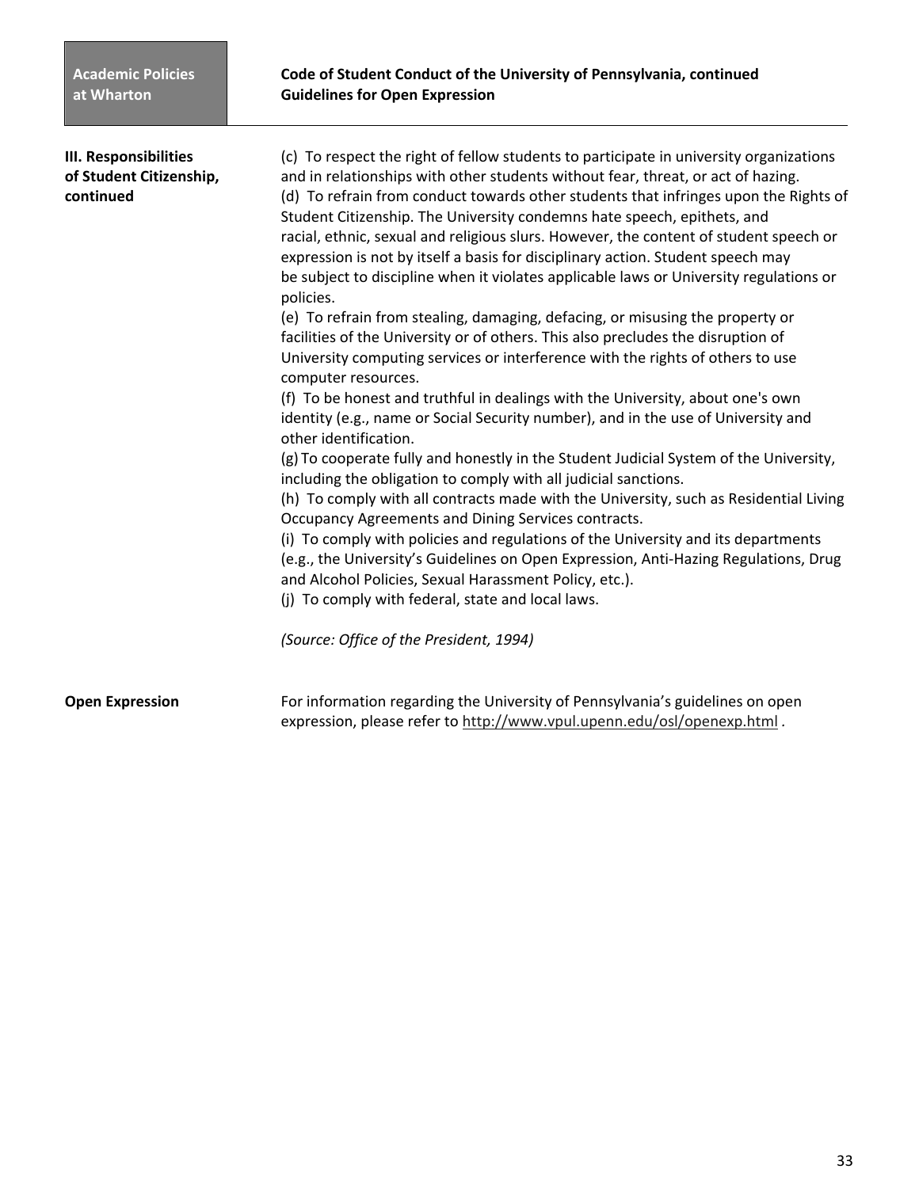**III. Responsibilities of Student Citizenship, continued**

(c) To respect the right of fellow students to participate in university organizations and in relationships with other students without fear, threat, or act of hazing.
(d) To refrain from conduct towards other students that infringes upon the Rights of Student Citizenship. The University condemns hate speech, epithets, and racial, ethnic, sexual and religious slurs. However, the content of student speech or expression is not by itself a basis for disciplinary action. Student speech may be subject to discipline when it violates applicable laws or University regulations or policies.
(e) To refrain from stealing, damaging, defacing, or misusing the property or facilities of the University or of others. This also precludes the disruption of University computing services or interference with the rights of others to use computer resources.
(f) To be honest and truthful in dealings with the University, about one's own identity (e.g., name or Social Security number), and in the use of University and other identification.
(g) To cooperate fully and honestly in the Student Judicial System of the University, including the obligation to comply with all judicial sanctions.
(h) To comply with all contracts made with the University, such as Residential Living Occupancy Agreements and Dining Services contracts.
(i) To comply with policies and regulations of the University and its departments (e.g., the University's Guidelines on Open Expression, Anti-Hazing Regulations, Drug and Alcohol Policies, Sexual Harassment Policy, etc.).
(j) To comply with federal, state and local laws.

*(Source: Office of the President, 1994)*

**Open Expression**

For information regarding the University of Pennsylvania's guidelines on open expression, please refer to http://www.vpul.upenn.edu/osl/openexp.html .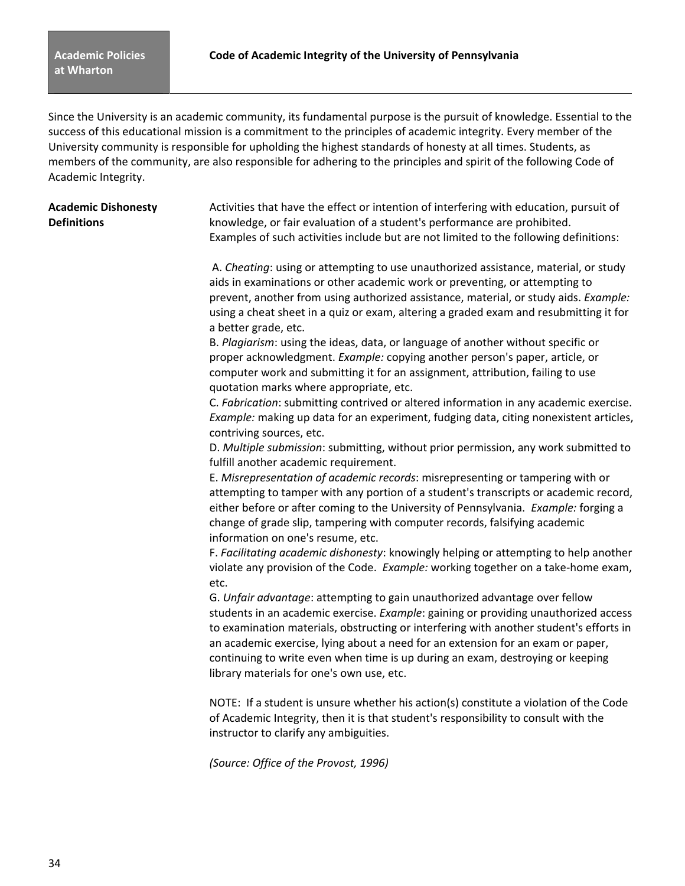# Code of Academic Integrity of the University of Pennsylvania

Since the University is an academic community, its fundamental purpose is the pursuit of knowledge. Essential to the success of this educational mission is a commitment to the principles of academic integrity. Every member of the University community is responsible for upholding the highest standards of honesty at all times. Students, as members of the community, are also responsible for adhering to the principles and spirit of the following Code of Academic Integrity.

## Academic Dishonesty Definitions

Activities that have the effect or intention of interfering with education, pursuit of knowledge, or fair evaluation of a student's performance are prohibited. Examples of such activities include but are not limited to the following definitions:

A. *Cheating*: using or attempting to use unauthorized assistance, material, or study aids in examinations or other academic work or preventing, or attempting to prevent, another from using authorized assistance, material, or study aids. *Example:* using a cheat sheet in a quiz or exam, altering a graded exam and resubmitting it for a better grade, etc.

B. *Plagiarism*: using the ideas, data, or language of another without specific or proper acknowledgment. *Example:* copying another person's paper, article, or computer work and submitting it for an assignment, attribution, failing to use quotation marks where appropriate, etc.

C. *Fabrication*: submitting contrived or altered information in any academic exercise. *Example:* making up data for an experiment, fudging data, citing nonexistent articles, contriving sources, etc.

D. *Multiple submission*: submitting, without prior permission, any work submitted to fulfill another academic requirement.

E. *Misrepresentation of academic records*: misrepresenting or tampering with or attempting to tamper with any portion of a student's transcripts or academic record, either before or after coming to the University of Pennsylvania. *Example:* forging a change of grade slip, tampering with computer records, falsifying academic information on one's resume, etc.

F. *Facilitating academic dishonesty*: knowingly helping or attempting to help another violate any provision of the Code. *Example:* working together on a take-home exam, etc.

G. *Unfair advantage*: attempting to gain unauthorized advantage over fellow students in an academic exercise. *Example*: gaining or providing unauthorized access to examination materials, obstructing or interfering with another student's efforts in an academic exercise, lying about a need for an extension for an exam or paper, continuing to write even when time is up during an exam, destroying or keeping library materials for one's own use, etc.

NOTE: If a student is unsure whether his action(s) constitute a violation of the Code of Academic Integrity, then it is that student's responsibility to consult with the instructor to clarify any ambiguities.

*(Source: Office of the Provost, 1996)*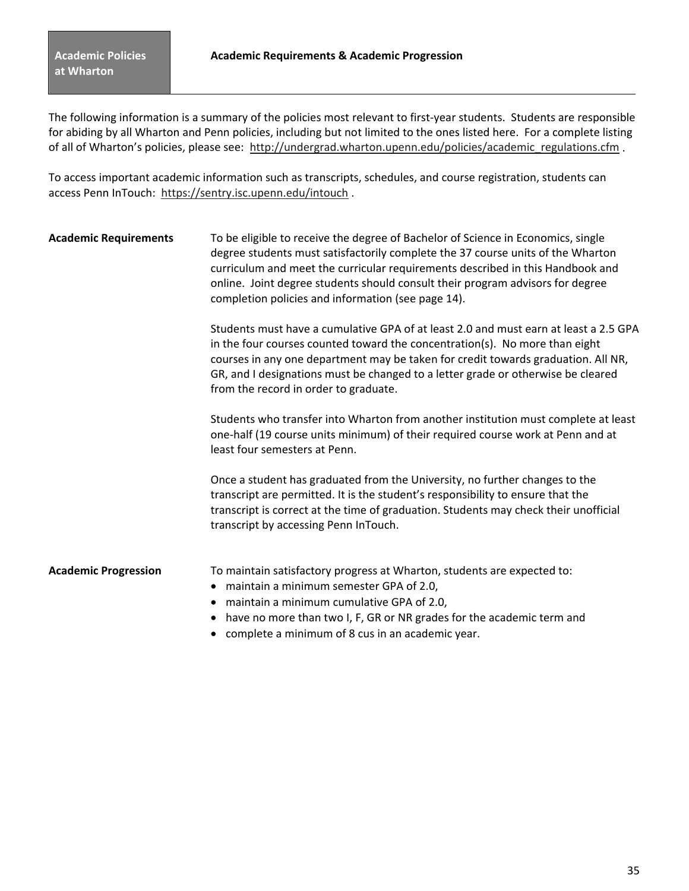**Academic Policies at Wharton**

## Academic Requirements & Academic Progression

The following information is a summary of the policies most relevant to first-year students. Students are responsible for abiding by all Wharton and Penn policies, including but not limited to the ones listed here. For a complete listing of all of Wharton's policies, please see: http://undergrad.wharton.upenn.edu/policies/academic_regulations.cfm .

To access important academic information such as transcripts, schedules, and course registration, students can access Penn InTouch: https://sentry.isc.upenn.edu/intouch .

### Academic Requirements

To be eligible to receive the degree of Bachelor of Science in Economics, single degree students must satisfactorily complete the 37 course units of the Wharton curriculum and meet the curricular requirements described in this Handbook and online. Joint degree students should consult their program advisors for degree completion policies and information (see page 14).

Students must have a cumulative GPA of at least 2.0 and must earn at least a 2.5 GPA in the four courses counted toward the concentration(s). No more than eight courses in any one department may be taken for credit towards graduation. All NR, GR, and I designations must be changed to a letter grade or otherwise be cleared from the record in order to graduate.

Students who transfer into Wharton from another institution must complete at least one-half (19 course units minimum) of their required course work at Penn and at least four semesters at Penn.

Once a student has graduated from the University, no further changes to the transcript are permitted. It is the student's responsibility to ensure that the transcript is correct at the time of graduation. Students may check their unofficial transcript by accessing Penn InTouch.

### Academic Progression

To maintain satisfactory progress at Wharton, students are expected to:

- maintain a minimum semester GPA of 2.0,
- maintain a minimum cumulative GPA of 2.0,
- have no more than two I, F, GR or NR grades for the academic term and
- complete a minimum of 8 cus in an academic year.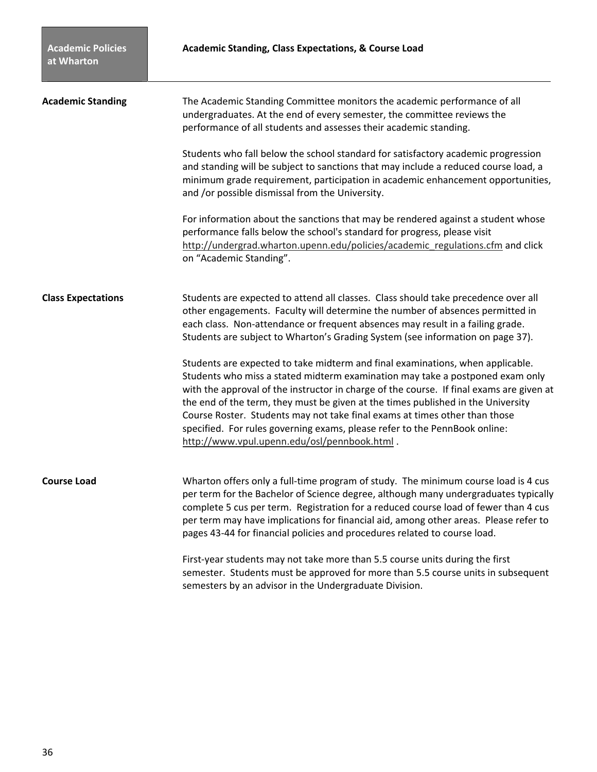Academic Policies at Wharton

# Academic Standing, Class Expectations, & Course Load

## Academic Standing

The Academic Standing Committee monitors the academic performance of all undergraduates. At the end of every semester, the committee reviews the performance of all students and assesses their academic standing.

Students who fall below the school standard for satisfactory academic progression and standing will be subject to sanctions that may include a reduced course load, a minimum grade requirement, participation in academic enhancement opportunities, and /or possible dismissal from the University.

For information about the sanctions that may be rendered against a student whose performance falls below the school's standard for progress, please visit http://undergrad.wharton.upenn.edu/policies/academic_regulations.cfm and click on "Academic Standing".

## Class Expectations

Students are expected to attend all classes. Class should take precedence over all other engagements. Faculty will determine the number of absences permitted in each class. Non-attendance or frequent absences may result in a failing grade. Students are subject to Wharton's Grading System (see information on page 37).

Students are expected to take midterm and final examinations, when applicable. Students who miss a stated midterm examination may take a postponed exam only with the approval of the instructor in charge of the course. If final exams are given at the end of the term, they must be given at the times published in the University Course Roster. Students may not take final exams at times other than those specified. For rules governing exams, please refer to the PennBook online: http://www.vpul.upenn.edu/osl/pennbook.html .

## Course Load

Wharton offers only a full-time program of study. The minimum course load is 4 cus per term for the Bachelor of Science degree, although many undergraduates typically complete 5 cus per term. Registration for a reduced course load of fewer than 4 cus per term may have implications for financial aid, among other areas. Please refer to pages 43-44 for financial policies and procedures related to course load.

First-year students may not take more than 5.5 course units during the first semester. Students must be approved for more than 5.5 course units in subsequent semesters by an advisor in the Undergraduate Division.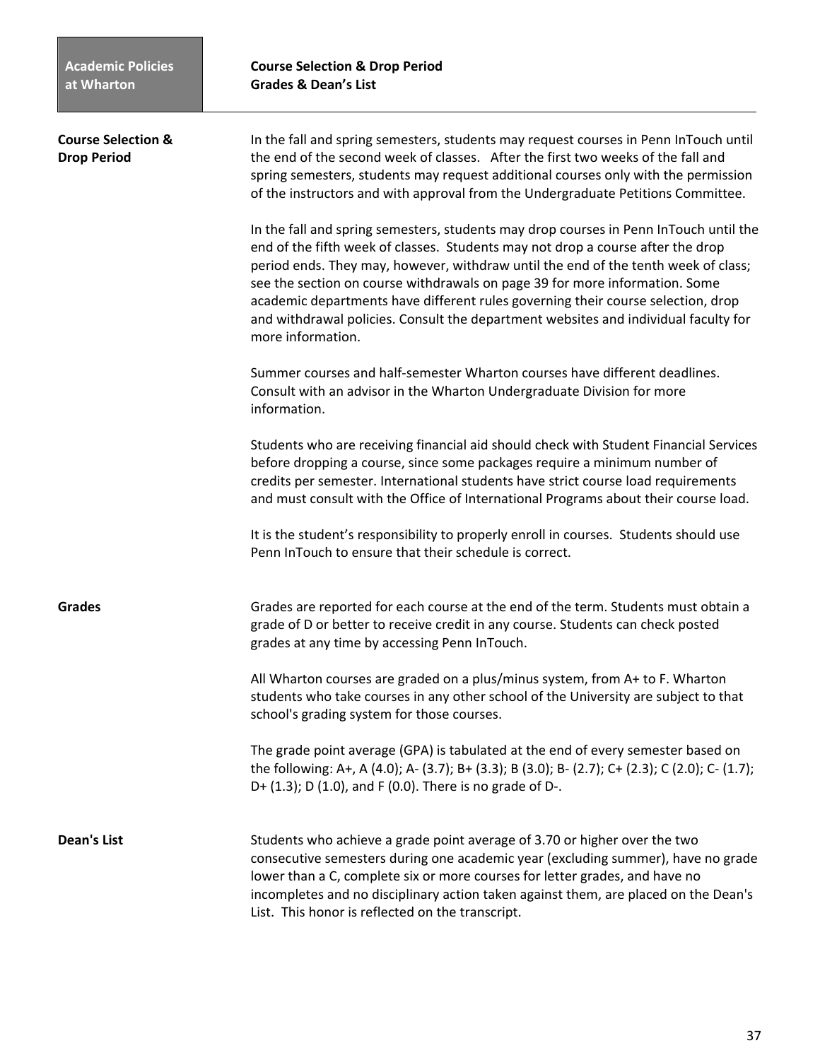## Course Selection & Drop Period

In the fall and spring semesters, students may request courses in Penn InTouch until the end of the second week of classes. After the first two weeks of the fall and spring semesters, students may request additional courses only with the permission of the instructors and with approval from the Undergraduate Petitions Committee.

In the fall and spring semesters, students may drop courses in Penn InTouch until the end of the fifth week of classes. Students may not drop a course after the drop period ends. They may, however, withdraw until the end of the tenth week of class; see the section on course withdrawals on page 39 for more information. Some academic departments have different rules governing their course selection, drop and withdrawal policies. Consult the department websites and individual faculty for more information.

Summer courses and half-semester Wharton courses have different deadlines. Consult with an advisor in the Wharton Undergraduate Division for more information.

Students who are receiving financial aid should check with Student Financial Services before dropping a course, since some packages require a minimum number of credits per semester. International students have strict course load requirements and must consult with the Office of International Programs about their course load.

It is the student's responsibility to properly enroll in courses. Students should use Penn InTouch to ensure that their schedule is correct.

## Grades

Grades are reported for each course at the end of the term. Students must obtain a grade of D or better to receive credit in any course. Students can check posted grades at any time by accessing Penn InTouch.

All Wharton courses are graded on a plus/minus system, from A+ to F. Wharton students who take courses in any other school of the University are subject to that school's grading system for those courses.

The grade point average (GPA) is tabulated at the end of every semester based on the following: A+, A (4.0); A- (3.7); B+ (3.3); B (3.0); B- (2.7); C+ (2.3); C (2.0); C- (1.7); D+ (1.3); D (1.0), and F (0.0). There is no grade of D-.

## Dean's List

Students who achieve a grade point average of 3.70 or higher over the two consecutive semesters during one academic year (excluding summer), have no grade lower than a C, complete six or more courses for letter grades, and have no incompletes and no disciplinary action taken against them, are placed on the Dean's List. This honor is reflected on the transcript.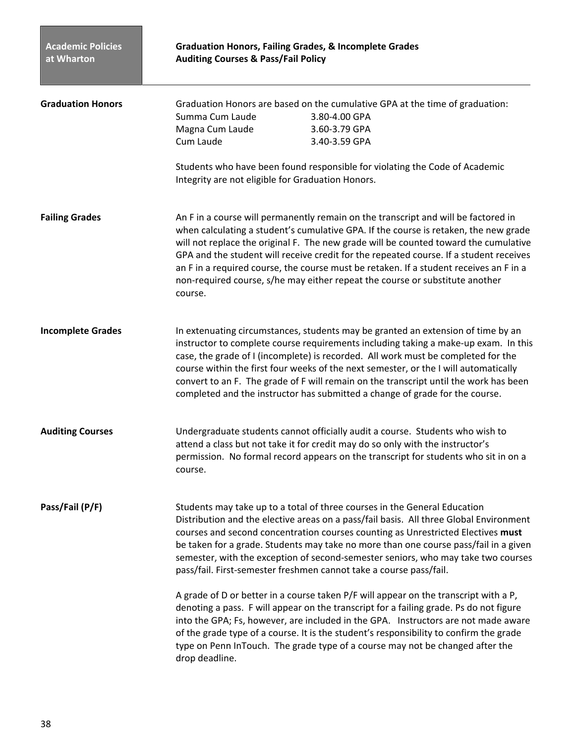**Academic Policies at Wharton**

## Graduation Honors, Failing Grades, & Incomplete Grades
## Auditing Courses & Pass/Fail Policy

### Graduation Honors

Graduation Honors are based on the cumulative GPA at the time of graduation:

| | |
|---|---|
| Summa Cum Laude | 3.80-4.00 GPA |
| Magna Cum Laude | 3.60-3.79 GPA |
| Cum Laude | 3.40-3.59 GPA |

Students who have been found responsible for violating the Code of Academic Integrity are not eligible for Graduation Honors.

### Failing Grades

An F in a course will permanently remain on the transcript and will be factored in when calculating a student's cumulative GPA. If the course is retaken, the new grade will not replace the original F. The new grade will be counted toward the cumulative GPA and the student will receive credit for the repeated course. If a student receives an F in a required course, the course must be retaken. If a student receives an F in a non-required course, s/he may either repeat the course or substitute another course.

### Incomplete Grades

In extenuating circumstances, students may be granted an extension of time by an instructor to complete course requirements including taking a make-up exam. In this case, the grade of I (incomplete) is recorded. All work must be completed for the course within the first four weeks of the next semester, or the I will automatically convert to an F. The grade of F will remain on the transcript until the work has been completed and the instructor has submitted a change of grade for the course.

### Auditing Courses

Undergraduate students cannot officially audit a course. Students who wish to attend a class but not take it for credit may do so only with the instructor's permission. No formal record appears on the transcript for students who sit in on a course.

### Pass/Fail (P/F)

Students may take up to a total of three courses in the General Education Distribution and the elective areas on a pass/fail basis. All three Global Environment courses and second concentration courses counting as Unrestricted Electives **must** be taken for a grade. Students may take no more than one course pass/fail in a given semester, with the exception of second-semester seniors, who may take two courses pass/fail. First-semester freshmen cannot take a course pass/fail.

A grade of D or better in a course taken P/F will appear on the transcript with a P, denoting a pass. F will appear on the transcript for a failing grade. Ps do not figure into the GPA; Fs, however, are included in the GPA. Instructors are not made aware of the grade type of a course. It is the student's responsibility to confirm the grade type on Penn InTouch. The grade type of a course may not be changed after the drop deadline.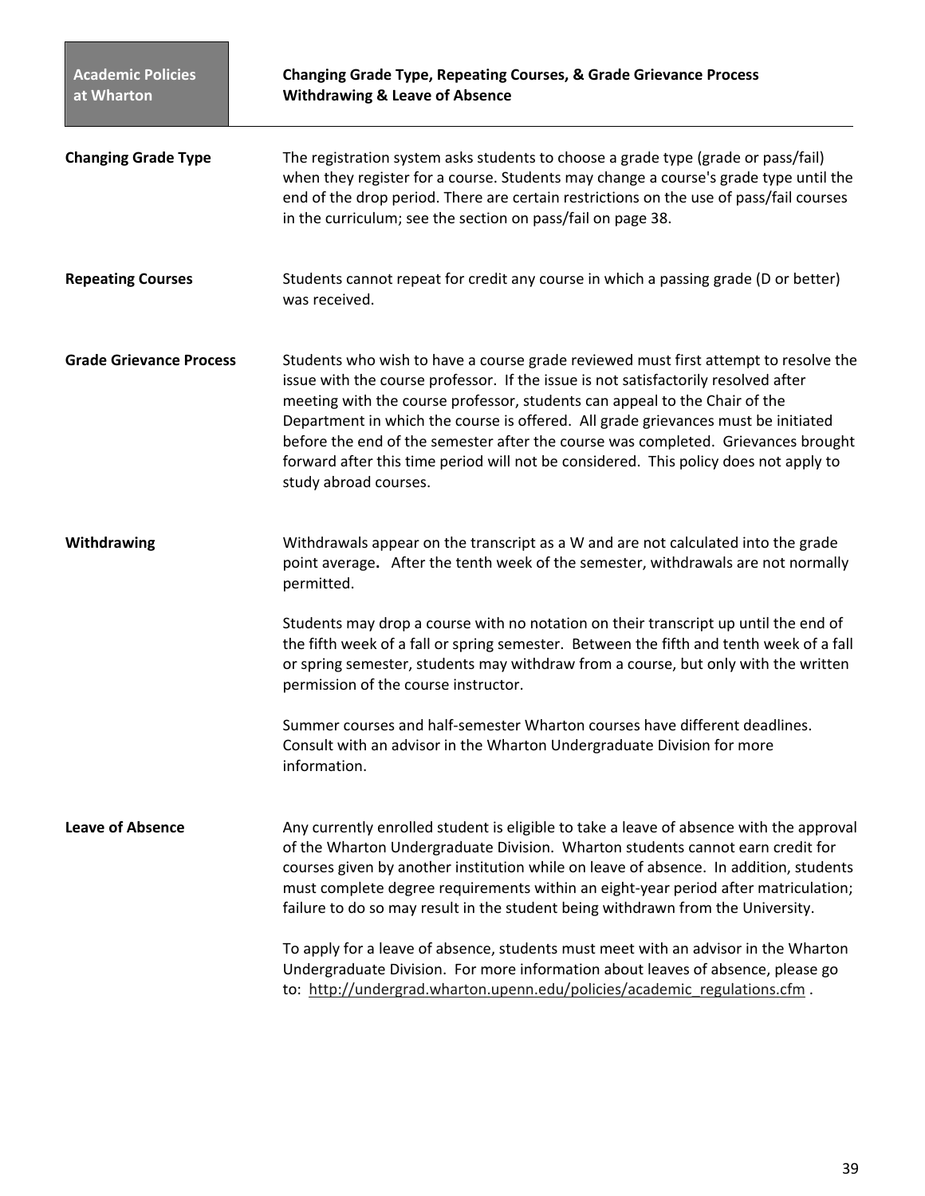## Changing Grade Type

The registration system asks students to choose a grade type (grade or pass/fail) when they register for a course. Students may change a course's grade type until the end of the drop period. There are certain restrictions on the use of pass/fail courses in the curriculum; see the section on pass/fail on page 38.

## Repeating Courses

Students cannot repeat for credit any course in which a passing grade (D or better) was received.

## Grade Grievance Process

Students who wish to have a course grade reviewed must first attempt to resolve the issue with the course professor. If the issue is not satisfactorily resolved after meeting with the course professor, students can appeal to the Chair of the Department in which the course is offered. All grade grievances must be initiated before the end of the semester after the course was completed. Grievances brought forward after this time period will not be considered. This policy does not apply to study abroad courses.

## Withdrawing

Withdrawals appear on the transcript as a W and are not calculated into the grade point average**.** After the tenth week of the semester, withdrawals are not normally permitted.

Students may drop a course with no notation on their transcript up until the end of the fifth week of a fall or spring semester. Between the fifth and tenth week of a fall or spring semester, students may withdraw from a course, but only with the written permission of the course instructor.

Summer courses and half-semester Wharton courses have different deadlines. Consult with an advisor in the Wharton Undergraduate Division for more information.

## Leave of Absence

Any currently enrolled student is eligible to take a leave of absence with the approval of the Wharton Undergraduate Division. Wharton students cannot earn credit for courses given by another institution while on leave of absence. In addition, students must complete degree requirements within an eight-year period after matriculation; failure to do so may result in the student being withdrawn from the University.

To apply for a leave of absence, students must meet with an advisor in the Wharton Undergraduate Division. For more information about leaves of absence, please go to: http://undergrad.wharton.upenn.edu/policies/academic_regulations.cfm .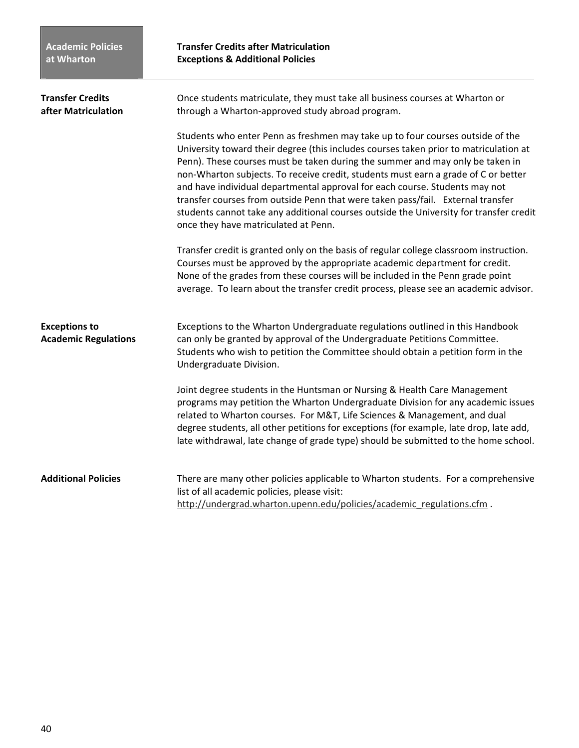## Transfer Credits after Matriculation

Once students matriculate, they must take all business courses at Wharton or through a Wharton-approved study abroad program.

Students who enter Penn as freshmen may take up to four courses outside of the University toward their degree (this includes courses taken prior to matriculation at Penn). These courses must be taken during the summer and may only be taken in non-Wharton subjects. To receive credit, students must earn a grade of C or better and have individual departmental approval for each course. Students may not transfer courses from outside Penn that were taken pass/fail. External transfer students cannot take any additional courses outside the University for transfer credit once they have matriculated at Penn.

Transfer credit is granted only on the basis of regular college classroom instruction. Courses must be approved by the appropriate academic department for credit. None of the grades from these courses will be included in the Penn grade point average. To learn about the transfer credit process, please see an academic advisor.

## Exceptions to Academic Regulations

Exceptions to the Wharton Undergraduate regulations outlined in this Handbook can only be granted by approval of the Undergraduate Petitions Committee. Students who wish to petition the Committee should obtain a petition form in the Undergraduate Division.

Joint degree students in the Huntsman or Nursing & Health Care Management programs may petition the Wharton Undergraduate Division for any academic issues related to Wharton courses. For M&T, Life Sciences & Management, and dual degree students, all other petitions for exceptions (for example, late drop, late add, late withdrawal, late change of grade type) should be submitted to the home school.

## Additional Policies

There are many other policies applicable to Wharton students. For a comprehensive list of all academic policies, please visit:
http://undergrad.wharton.upenn.edu/policies/academic_regulations.cfm .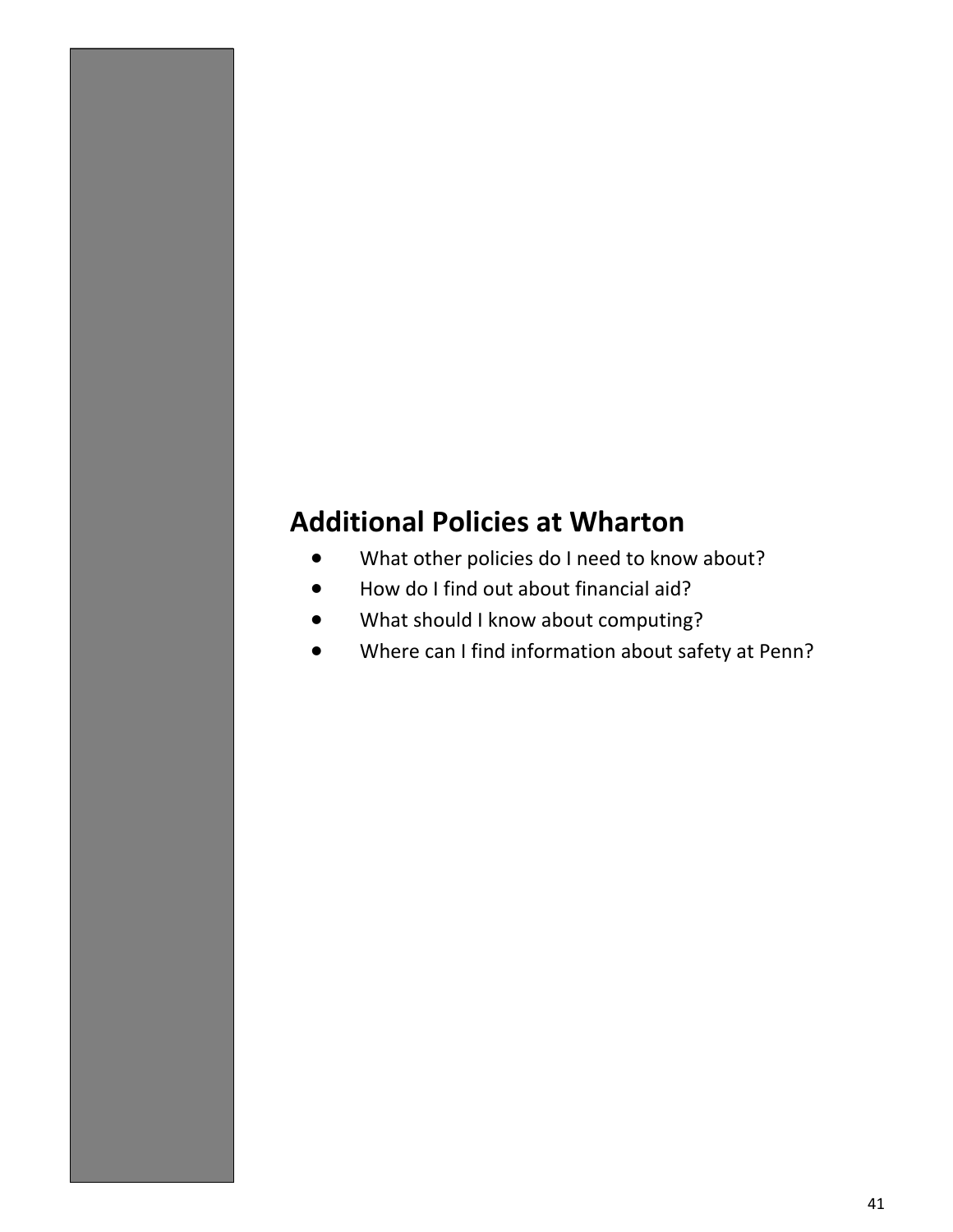## Additional Policies at Wharton

- What other policies do I need to know about?
- How do I find out about financial aid?
- What should I know about computing?
- Where can I find information about safety at Penn?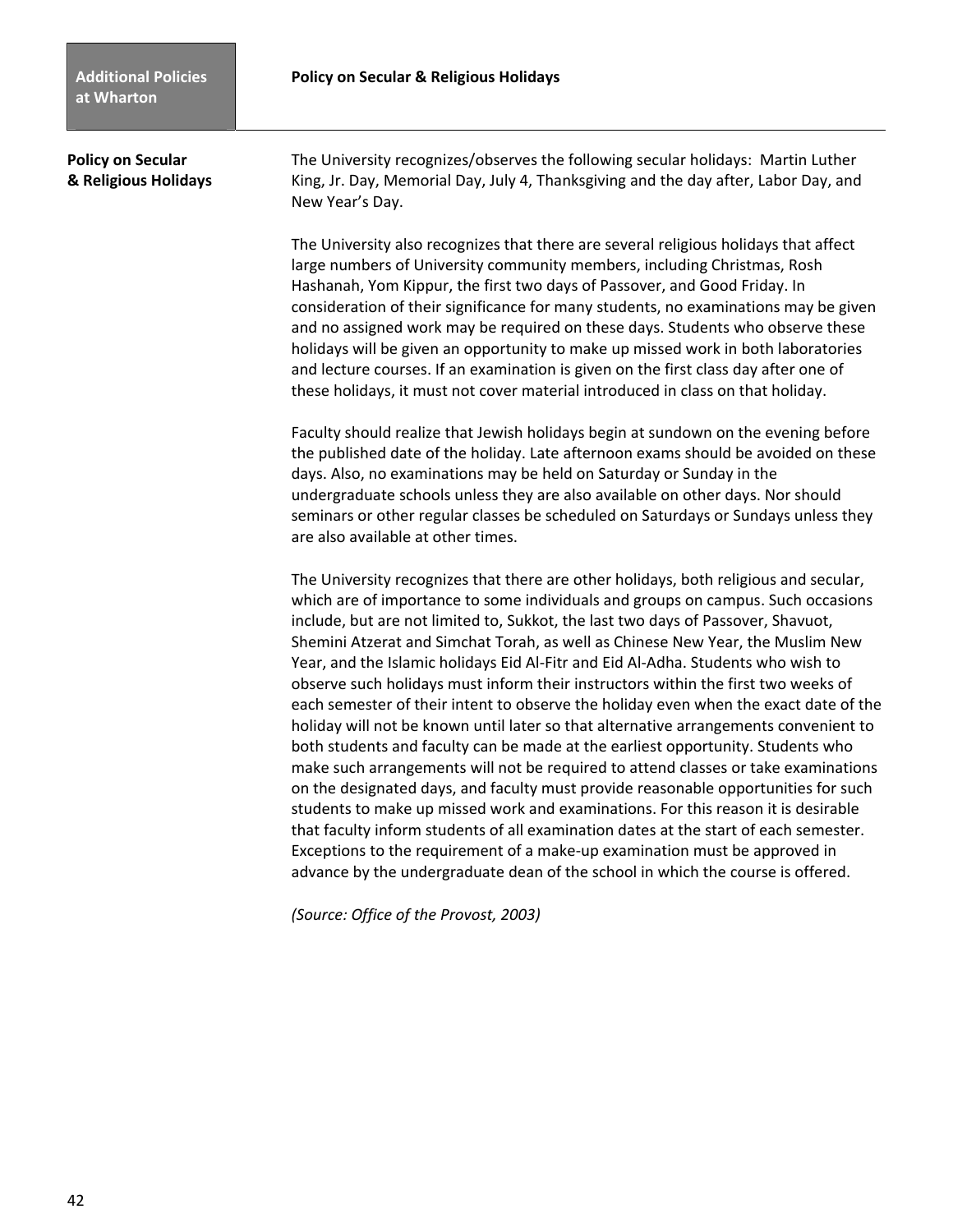## Policy on Secular & Religious Holidays

The University recognizes/observes the following secular holidays: Martin Luther King, Jr. Day, Memorial Day, July 4, Thanksgiving and the day after, Labor Day, and New Year's Day.

The University also recognizes that there are several religious holidays that affect large numbers of University community members, including Christmas, Rosh Hashanah, Yom Kippur, the first two days of Passover, and Good Friday. In consideration of their significance for many students, no examinations may be given and no assigned work may be required on these days. Students who observe these holidays will be given an opportunity to make up missed work in both laboratories and lecture courses. If an examination is given on the first class day after one of these holidays, it must not cover material introduced in class on that holiday.

Faculty should realize that Jewish holidays begin at sundown on the evening before the published date of the holiday. Late afternoon exams should be avoided on these days. Also, no examinations may be held on Saturday or Sunday in the undergraduate schools unless they are also available on other days. Nor should seminars or other regular classes be scheduled on Saturdays or Sundays unless they are also available at other times.

The University recognizes that there are other holidays, both religious and secular, which are of importance to some individuals and groups on campus. Such occasions include, but are not limited to, Sukkot, the last two days of Passover, Shavuot, Shemini Atzerat and Simchat Torah, as well as Chinese New Year, the Muslim New Year, and the Islamic holidays Eid Al-Fitr and Eid Al-Adha. Students who wish to observe such holidays must inform their instructors within the first two weeks of each semester of their intent to observe the holiday even when the exact date of the holiday will not be known until later so that alternative arrangements convenient to both students and faculty can be made at the earliest opportunity. Students who make such arrangements will not be required to attend classes or take examinations on the designated days, and faculty must provide reasonable opportunities for such students to make up missed work and examinations. For this reason it is desirable that faculty inform students of all examination dates at the start of each semester. Exceptions to the requirement of a make-up examination must be approved in advance by the undergraduate dean of the school in which the course is offered.

*(Source: Office of the Provost, 2003)*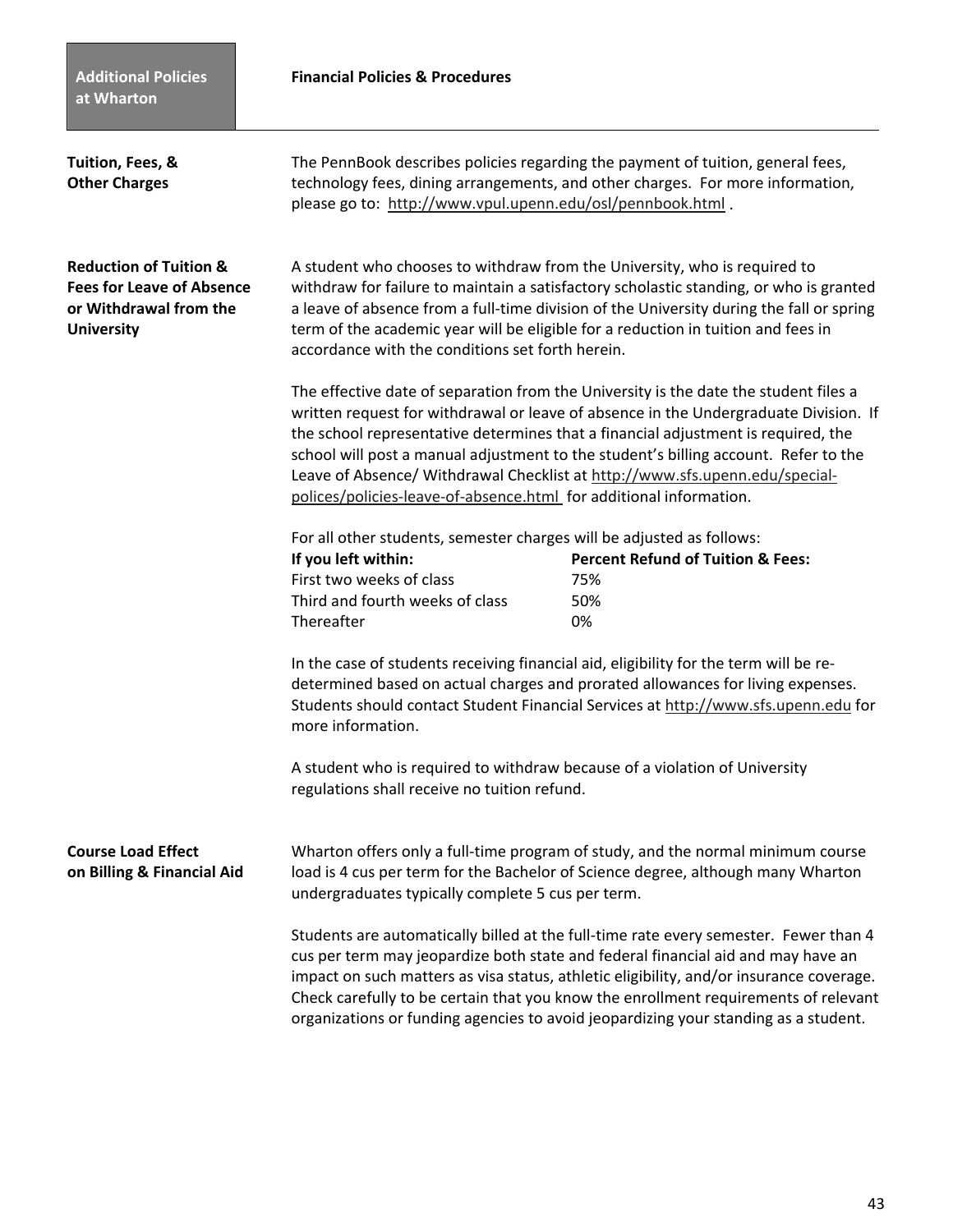## Additional Policies at Wharton

# Financial Policies & Procedures

### Tuition, Fees, & Other Charges

The PennBook describes policies regarding the payment of tuition, general fees, technology fees, dining arrangements, and other charges. For more information, please go to: http://www.vpul.upenn.edu/osl/pennbook.html .

### Reduction of Tuition & Fees for Leave of Absence or Withdrawal from the University

A student who chooses to withdraw from the University, who is required to withdraw for failure to maintain a satisfactory scholastic standing, or who is granted a leave of absence from a full-time division of the University during the fall or spring term of the academic year will be eligible for a reduction in tuition and fees in accordance with the conditions set forth herein.

The effective date of separation from the University is the date the student files a written request for withdrawal or leave of absence in the Undergraduate Division. If the school representative determines that a financial adjustment is required, the school will post a manual adjustment to the student's billing account. Refer to the Leave of Absence/ Withdrawal Checklist at http://www.sfs.upenn.edu/special-polices/policies-leave-of-absence.html for additional information.

For all other students, semester charges will be adjusted as follows:

| If you left within: | Percent Refund of Tuition & Fees: |
|---|---|
| First two weeks of class | 75% |
| Third and fourth weeks of class | 50% |
| Thereafter | 0% |

In the case of students receiving financial aid, eligibility for the term will be re-determined based on actual charges and prorated allowances for living expenses. Students should contact Student Financial Services at http://www.sfs.upenn.edu for more information.

A student who is required to withdraw because of a violation of University regulations shall receive no tuition refund.

### Course Load Effect on Billing & Financial Aid

Wharton offers only a full-time program of study, and the normal minimum course load is 4 cus per term for the Bachelor of Science degree, although many Wharton undergraduates typically complete 5 cus per term.

Students are automatically billed at the full-time rate every semester. Fewer than 4 cus per term may jeopardize both state and federal financial aid and may have an impact on such matters as visa status, athletic eligibility, and/or insurance coverage. Check carefully to be certain that you know the enrollment requirements of relevant organizations or funding agencies to avoid jeopardizing your standing as a student.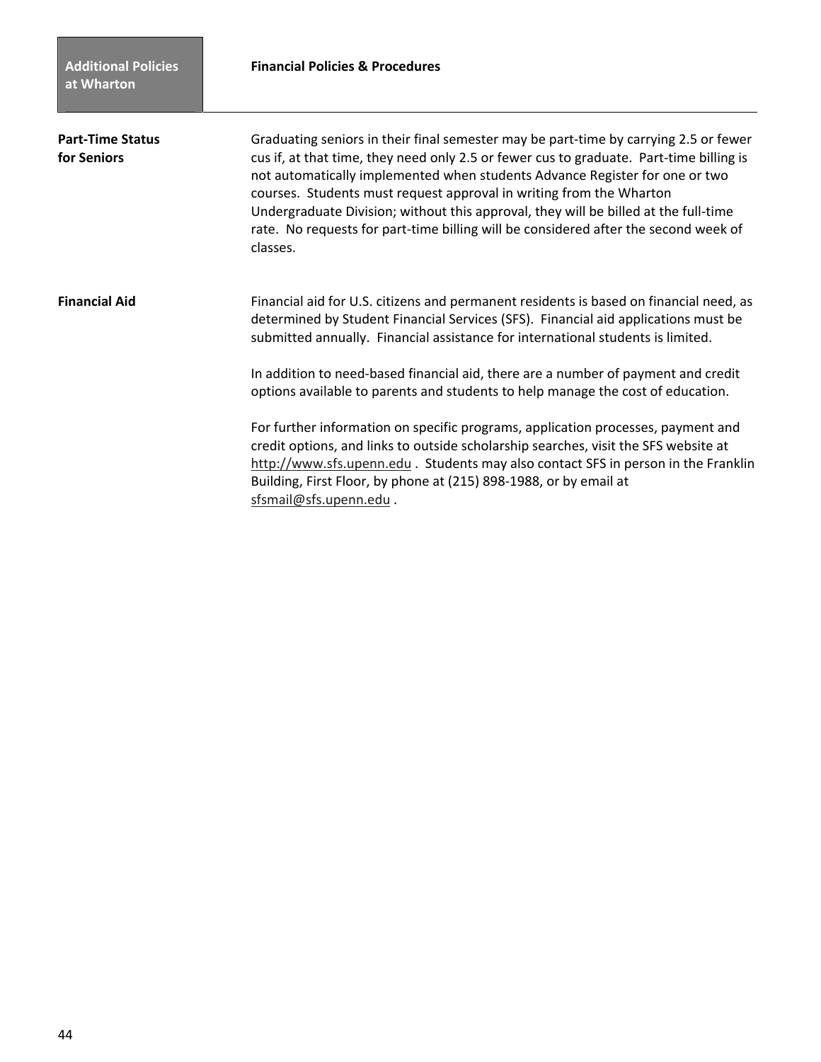## Financial Policies & Procedures

**Part-Time Status for Seniors**

Graduating seniors in their final semester may be part-time by carrying 2.5 or fewer cus if, at that time, they need only 2.5 or fewer cus to graduate. Part-time billing is not automatically implemented when students Advance Register for one or two courses. Students must request approval in writing from the Wharton Undergraduate Division; without this approval, they will be billed at the full-time rate. No requests for part-time billing will be considered after the second week of classes.

**Financial Aid**

Financial aid for U.S. citizens and permanent residents is based on financial need, as determined by Student Financial Services (SFS). Financial aid applications must be submitted annually. Financial assistance for international students is limited.

In addition to need-based financial aid, there are a number of payment and credit options available to parents and students to help manage the cost of education.

For further information on specific programs, application processes, payment and credit options, and links to outside scholarship searches, visit the SFS website at http://www.sfs.upenn.edu . Students may also contact SFS in person in the Franklin Building, First Floor, by phone at (215) 898-1988, or by email at sfsmail@sfs.upenn.edu .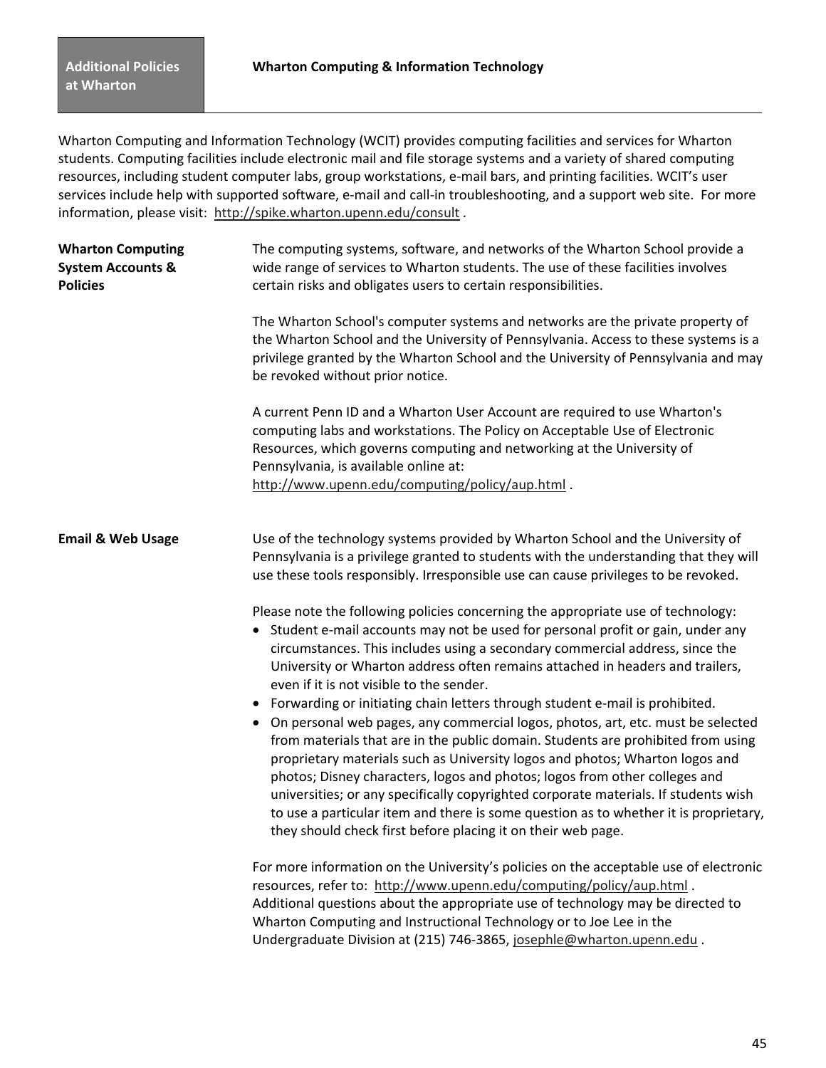# Wharton Computing & Information Technology

Wharton Computing and Information Technology (WCIT) provides computing facilities and services for Wharton students. Computing facilities include electronic mail and file storage systems and a variety of shared computing resources, including student computer labs, group workstations, e-mail bars, and printing facilities. WCIT's user services include help with supported software, e-mail and call-in troubleshooting, and a support web site. For more information, please visit: http://spike.wharton.upenn.edu/consult .

## Wharton Computing System Accounts & Policies

The computing systems, software, and networks of the Wharton School provide a wide range of services to Wharton students. The use of these facilities involves certain risks and obligates users to certain responsibilities.

The Wharton School's computer systems and networks are the private property of the Wharton School and the University of Pennsylvania. Access to these systems is a privilege granted by the Wharton School and the University of Pennsylvania and may be revoked without prior notice.

A current Penn ID and a Wharton User Account are required to use Wharton's computing labs and workstations. The Policy on Acceptable Use of Electronic Resources, which governs computing and networking at the University of Pennsylvania, is available online at: http://www.upenn.edu/computing/policy/aup.html .

## Email & Web Usage

Use of the technology systems provided by Wharton School and the University of Pennsylvania is a privilege granted to students with the understanding that they will use these tools responsibly. Irresponsible use can cause privileges to be revoked.

Please note the following policies concerning the appropriate use of technology:

- Student e-mail accounts may not be used for personal profit or gain, under any circumstances. This includes using a secondary commercial address, since the University or Wharton address often remains attached in headers and trailers, even if it is not visible to the sender.
- Forwarding or initiating chain letters through student e-mail is prohibited.
- On personal web pages, any commercial logos, photos, art, etc. must be selected from materials that are in the public domain. Students are prohibited from using proprietary materials such as University logos and photos; Wharton logos and photos; Disney characters, logos and photos; logos from other colleges and universities; or any specifically copyrighted corporate materials. If students wish to use a particular item and there is some question as to whether it is proprietary, they should check first before placing it on their web page.

For more information on the University's policies on the acceptable use of electronic resources, refer to: http://www.upenn.edu/computing/policy/aup.html . Additional questions about the appropriate use of technology may be directed to Wharton Computing and Instructional Technology or to Joe Lee in the Undergraduate Division at (215) 746-3865, josephle@wharton.upenn.edu .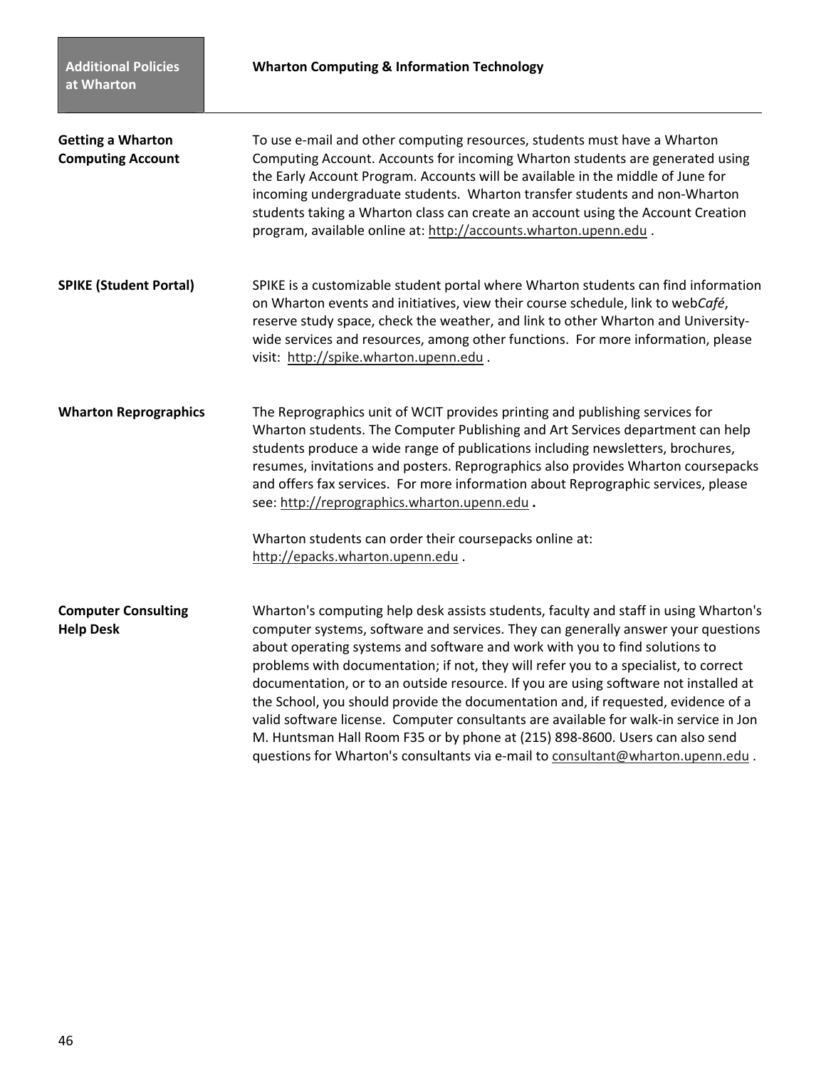**Additional Policies at Wharton**

## Wharton Computing & Information Technology

### Getting a Wharton Computing Account

To use e-mail and other computing resources, students must have a Wharton Computing Account. Accounts for incoming Wharton students are generated using the Early Account Program. Accounts will be available in the middle of June for incoming undergraduate students. Wharton transfer students and non-Wharton students taking a Wharton class can create an account using the Account Creation program, available online at: http://accounts.wharton.upenn.edu .

### SPIKE (Student Portal)

SPIKE is a customizable student portal where Wharton students can find information on Wharton events and initiatives, view their course schedule, link to web*Café*, reserve study space, check the weather, and link to other Wharton and University-wide services and resources, among other functions. For more information, please visit: http://spike.wharton.upenn.edu .

### Wharton Reprographics

The Reprographics unit of WCIT provides printing and publishing services for Wharton students. The Computer Publishing and Art Services department can help students produce a wide range of publications including newsletters, brochures, resumes, invitations and posters. Reprographics also provides Wharton coursepacks and offers fax services. For more information about Reprographic services, please see: http://reprographics.wharton.upenn.edu **.**

Wharton students can order their coursepacks online at: http://epacks.wharton.upenn.edu .

### Computer Consulting Help Desk

Wharton's computing help desk assists students, faculty and staff in using Wharton's computer systems, software and services. They can generally answer your questions about operating systems and software and work with you to find solutions to problems with documentation; if not, they will refer you to a specialist, to correct documentation, or to an outside resource. If you are using software not installed at the School, you should provide the documentation and, if requested, evidence of a valid software license. Computer consultants are available for walk-in service in Jon M. Huntsman Hall Room F35 or by phone at (215) 898-8600. Users can also send questions for Wharton's consultants via e-mail to consultant@wharton.upenn.edu .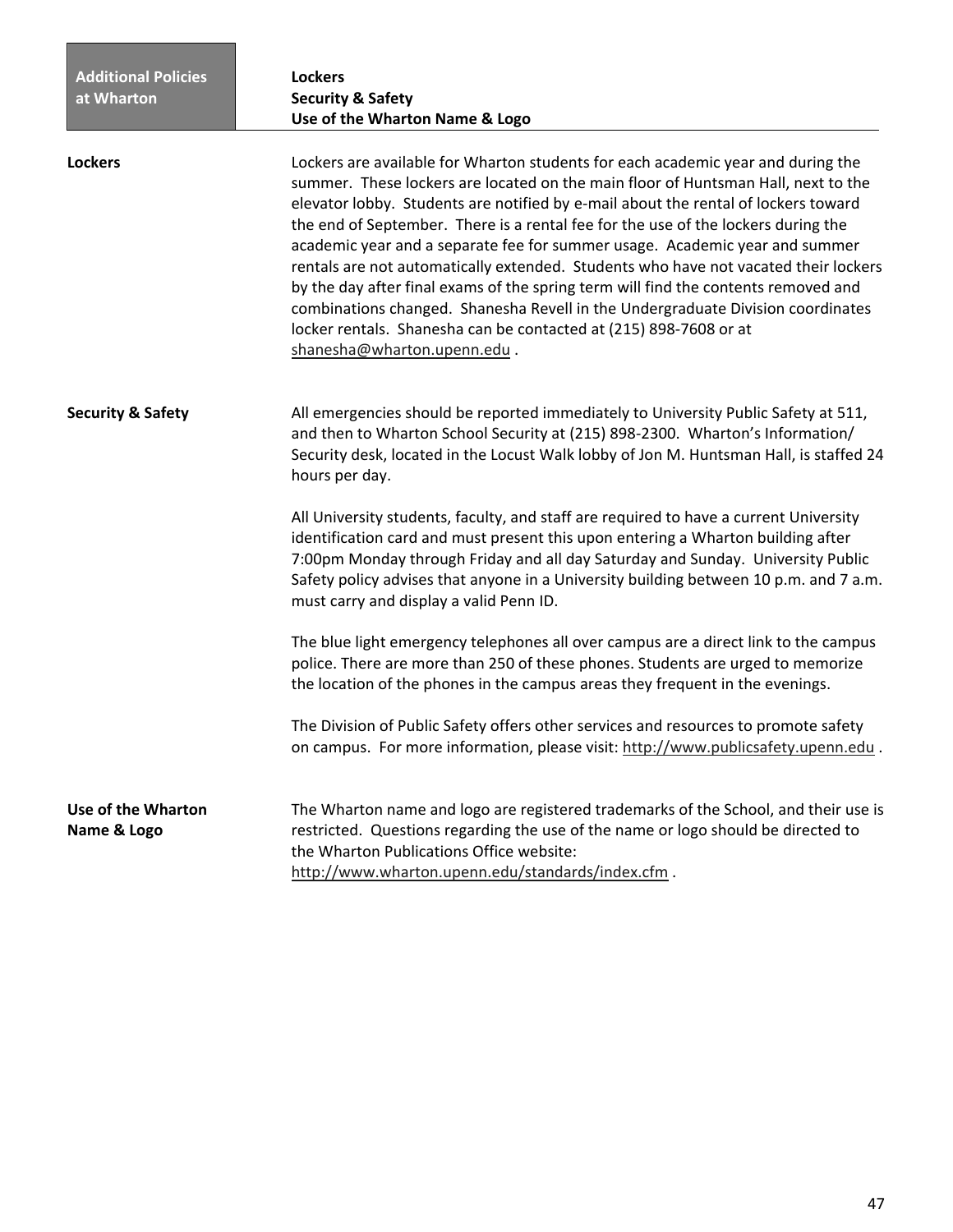## Additional Policies at Wharton

**Lockers**
**Security & Safety**
**Use of the Wharton Name & Logo**

### Lockers

Lockers are available for Wharton students for each academic year and during the summer. These lockers are located on the main floor of Huntsman Hall, next to the elevator lobby. Students are notified by e-mail about the rental of lockers toward the end of September. There is a rental fee for the use of the lockers during the academic year and a separate fee for summer usage. Academic year and summer rentals are not automatically extended. Students who have not vacated their lockers by the day after final exams of the spring term will find the contents removed and combinations changed. Shanesha Revell in the Undergraduate Division coordinates locker rentals. Shanesha can be contacted at (215) 898-7608 or at shanesha@wharton.upenn.edu .

### Security & Safety

All emergencies should be reported immediately to University Public Safety at 511, and then to Wharton School Security at (215) 898-2300. Wharton's Information/ Security desk, located in the Locust Walk lobby of Jon M. Huntsman Hall, is staffed 24 hours per day.

All University students, faculty, and staff are required to have a current University identification card and must present this upon entering a Wharton building after 7:00pm Monday through Friday and all day Saturday and Sunday. University Public Safety policy advises that anyone in a University building between 10 p.m. and 7 a.m. must carry and display a valid Penn ID.

The blue light emergency telephones all over campus are a direct link to the campus police. There are more than 250 of these phones. Students are urged to memorize the location of the phones in the campus areas they frequent in the evenings.

The Division of Public Safety offers other services and resources to promote safety on campus. For more information, please visit: http://www.publicsafety.upenn.edu .

### Use of the Wharton Name & Logo

The Wharton name and logo are registered trademarks of the School, and their use is restricted. Questions regarding the use of the name or logo should be directed to the Wharton Publications Office website: http://www.wharton.upenn.edu/standards/index.cfm .